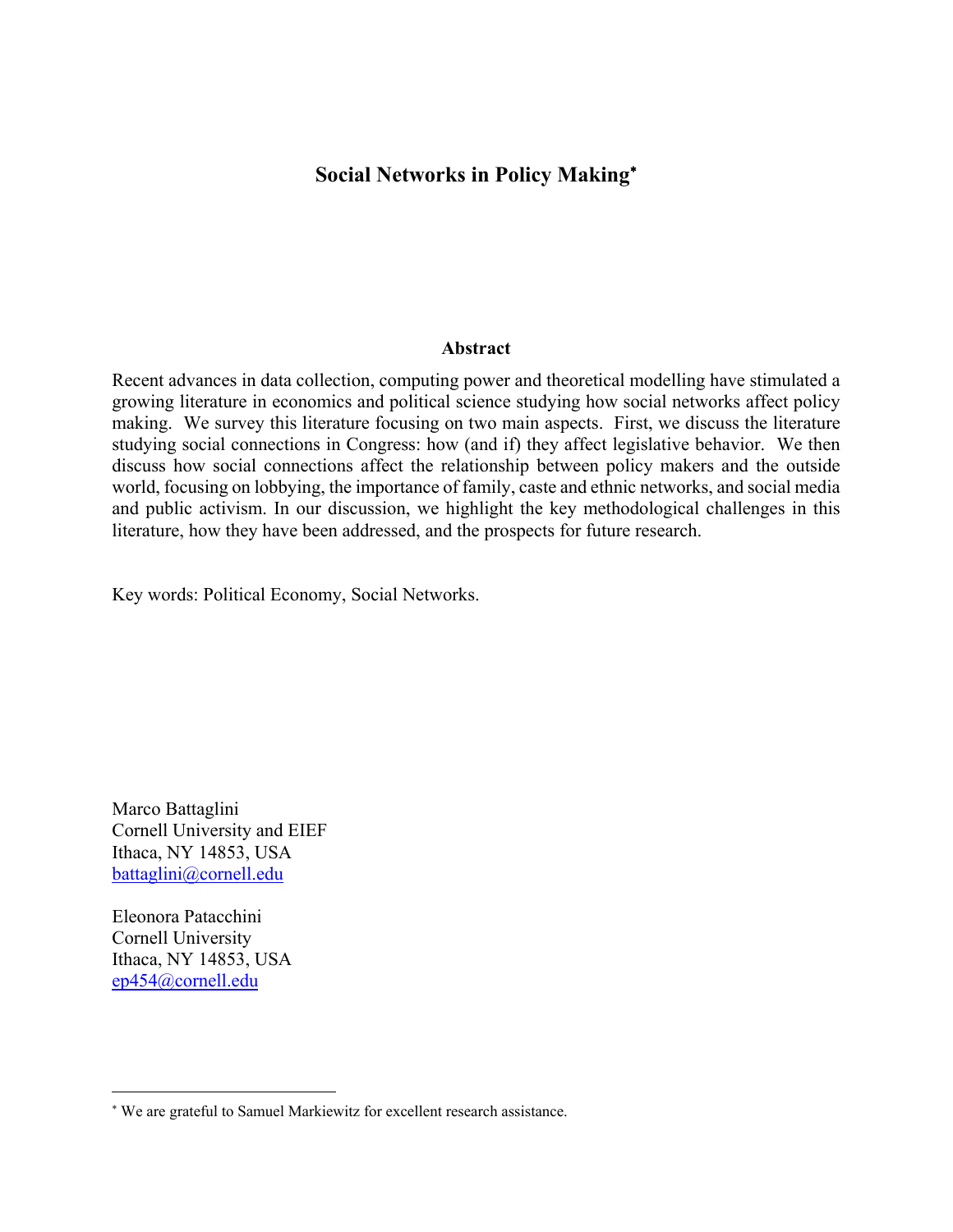# Social Networks in Policy Making*

## Abstract

Recent advances in data collection, computing power and theoretical modelling have stimulated a growing literature in economics and political science studying how social networks affect policy making. We survey this literature focusing on two main aspects. First, we discuss the literature studying social connections in Congress: how (and if) they affect legislative behavior. We then discuss how social connections affect the relationship between policy makers and the outside world, focusing on lobbying, the importance of family, caste and ethnic networks, and social media and public activism. In our discussion, we highlight the key methodological challenges in this literature, how they have been addressed, and the prospects for future research.

Key words: Political Economy, Social Networks.

Marco Battaglini
Cornell University and EIEF
Ithaca, NY 14853, USA
battaglini@cornell.edu

Eleonora Patacchini
Cornell University
Ithaca, NY 14853, USA
ep454@cornell.edu

---

* We are grateful to Samuel Markiewitz for excellent research assistance.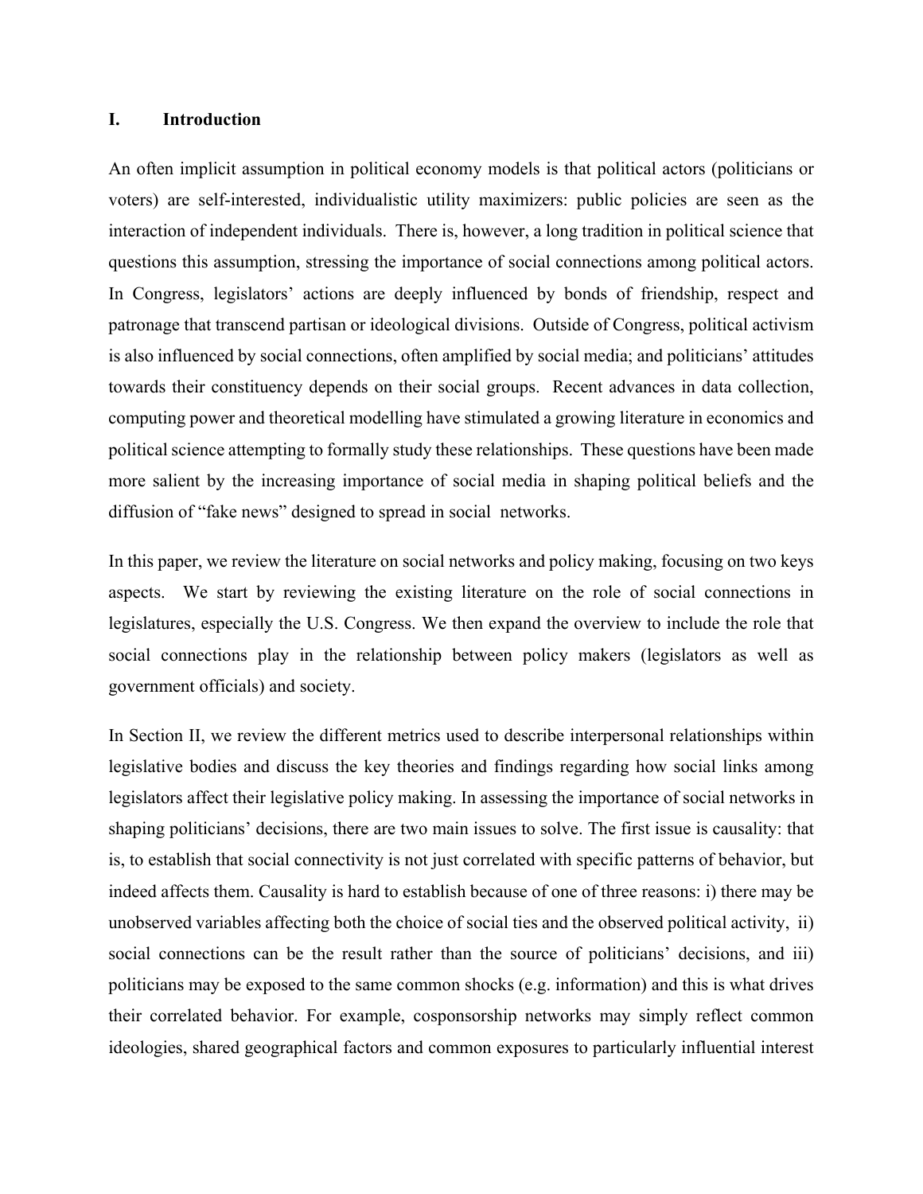## I. Introduction

An often implicit assumption in political economy models is that political actors (politicians or voters) are self-interested, individualistic utility maximizers: public policies are seen as the interaction of independent individuals. There is, however, a long tradition in political science that questions this assumption, stressing the importance of social connections among political actors. In Congress, legislators' actions are deeply influenced by bonds of friendship, respect and patronage that transcend partisan or ideological divisions. Outside of Congress, political activism is also influenced by social connections, often amplified by social media; and politicians' attitudes towards their constituency depends on their social groups. Recent advances in data collection, computing power and theoretical modelling have stimulated a growing literature in economics and political science attempting to formally study these relationships. These questions have been made more salient by the increasing importance of social media in shaping political beliefs and the diffusion of "fake news" designed to spread in social networks.

In this paper, we review the literature on social networks and policy making, focusing on two keys aspects. We start by reviewing the existing literature on the role of social connections in legislatures, especially the U.S. Congress. We then expand the overview to include the role that social connections play in the relationship between policy makers (legislators as well as government officials) and society.

In Section II, we review the different metrics used to describe interpersonal relationships within legislative bodies and discuss the key theories and findings regarding how social links among legislators affect their legislative policy making. In assessing the importance of social networks in shaping politicians' decisions, there are two main issues to solve. The first issue is causality: that is, to establish that social connectivity is not just correlated with specific patterns of behavior, but indeed affects them. Causality is hard to establish because of one of three reasons: i) there may be unobserved variables affecting both the choice of social ties and the observed political activity, ii) social connections can be the result rather than the source of politicians' decisions, and iii) politicians may be exposed to the same common shocks (e.g. information) and this is what drives their correlated behavior. For example, cosponsorship networks may simply reflect common ideologies, shared geographical factors and common exposures to particularly influential interest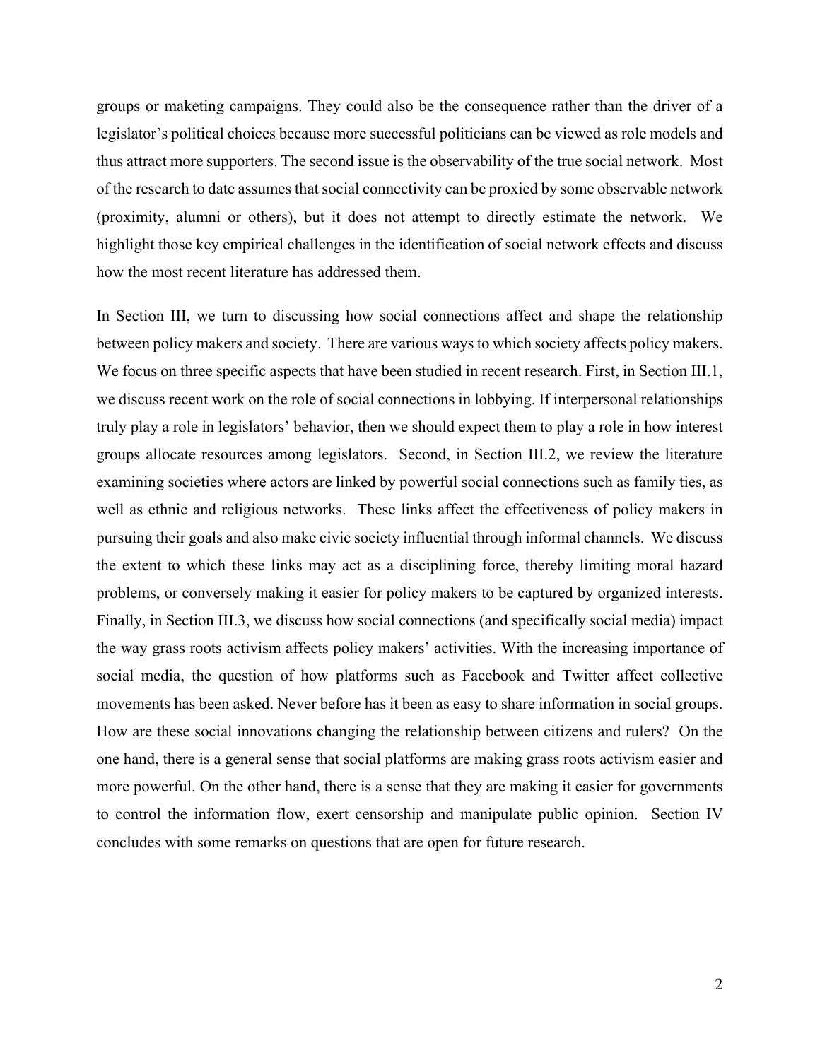groups or maketing campaigns. They could also be the consequence rather than the driver of a legislator's political choices because more successful politicians can be viewed as role models and thus attract more supporters. The second issue is the observability of the true social network. Most of the research to date assumes that social connectivity can be proxied by some observable network (proximity, alumni or others), but it does not attempt to directly estimate the network. We highlight those key empirical challenges in the identification of social network effects and discuss how the most recent literature has addressed them.

In Section III, we turn to discussing how social connections affect and shape the relationship between policy makers and society. There are various ways to which society affects policy makers. We focus on three specific aspects that have been studied in recent research. First, in Section III.1, we discuss recent work on the role of social connections in lobbying. If interpersonal relationships truly play a role in legislators' behavior, then we should expect them to play a role in how interest groups allocate resources among legislators. Second, in Section III.2, we review the literature examining societies where actors are linked by powerful social connections such as family ties, as well as ethnic and religious networks. These links affect the effectiveness of policy makers in pursuing their goals and also make civic society influential through informal channels. We discuss the extent to which these links may act as a disciplining force, thereby limiting moral hazard problems, or conversely making it easier for policy makers to be captured by organized interests. Finally, in Section III.3, we discuss how social connections (and specifically social media) impact the way grass roots activism affects policy makers' activities. With the increasing importance of social media, the question of how platforms such as Facebook and Twitter affect collective movements has been asked. Never before has it been as easy to share information in social groups. How are these social innovations changing the relationship between citizens and rulers? On the one hand, there is a general sense that social platforms are making grass roots activism easier and more powerful. On the other hand, there is a sense that they are making it easier for governments to control the information flow, exert censorship and manipulate public opinion. Section IV concludes with some remarks on questions that are open for future research.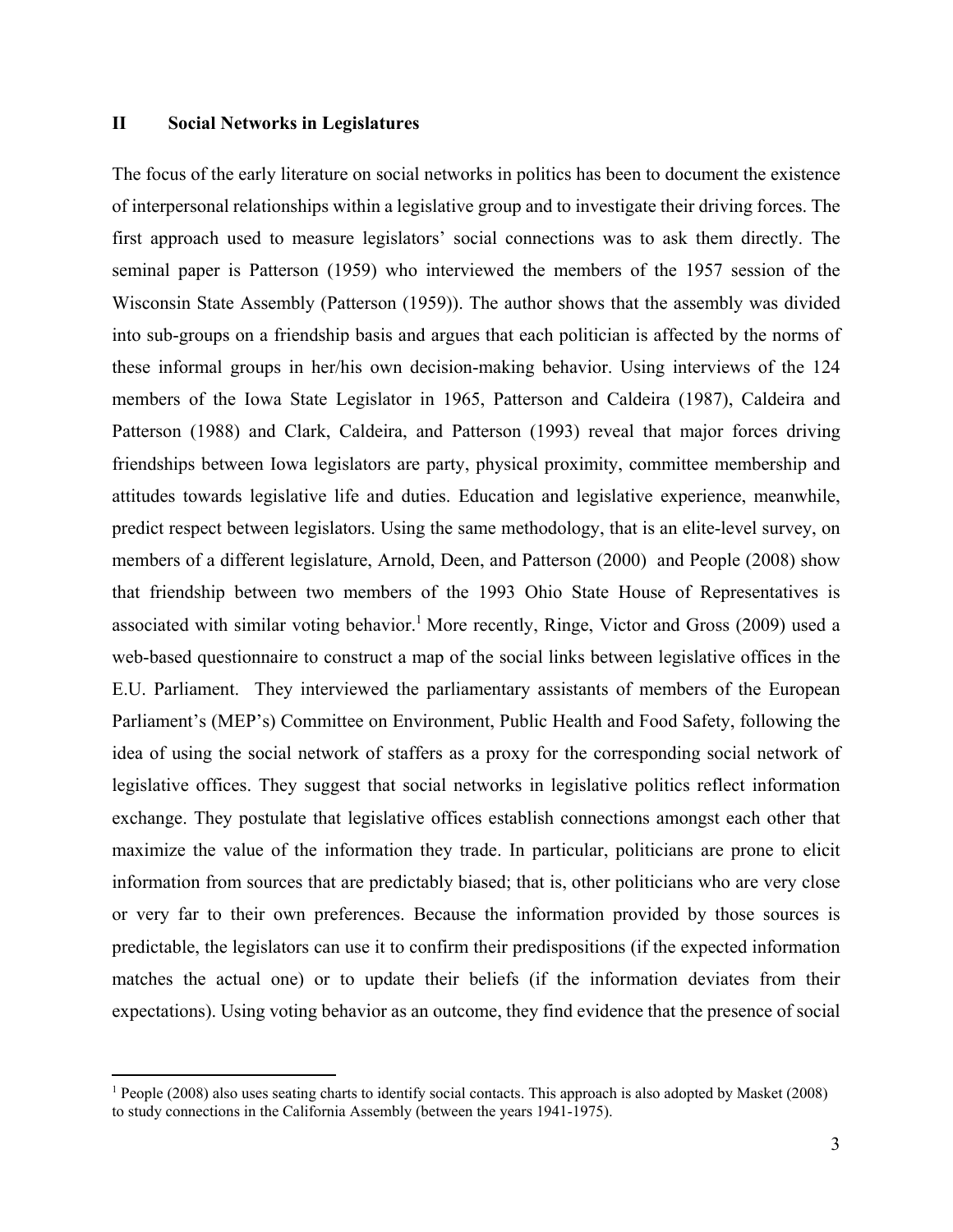## II Social Networks in Legislatures

The focus of the early literature on social networks in politics has been to document the existence of interpersonal relationships within a legislative group and to investigate their driving forces. The first approach used to measure legislators' social connections was to ask them directly. The seminal paper is Patterson (1959) who interviewed the members of the 1957 session of the Wisconsin State Assembly (Patterson (1959)). The author shows that the assembly was divided into sub-groups on a friendship basis and argues that each politician is affected by the norms of these informal groups in her/his own decision-making behavior. Using interviews of the 124 members of the Iowa State Legislator in 1965, Patterson and Caldeira (1987), Caldeira and Patterson (1988) and Clark, Caldeira, and Patterson (1993) reveal that major forces driving friendships between Iowa legislators are party, physical proximity, committee membership and attitudes towards legislative life and duties. Education and legislative experience, meanwhile, predict respect between legislators. Using the same methodology, that is an elite-level survey, on members of a different legislature, Arnold, Deen, and Patterson (2000) and People (2008) show that friendship between two members of the 1993 Ohio State House of Representatives is associated with similar voting behavior.[1] More recently, Ringe, Victor and Gross (2009) used a web-based questionnaire to construct a map of the social links between legislative offices in the E.U. Parliament. They interviewed the parliamentary assistants of members of the European Parliament's (MEP's) Committee on Environment, Public Health and Food Safety, following the idea of using the social network of staffers as a proxy for the corresponding social network of legislative offices. They suggest that social networks in legislative politics reflect information exchange. They postulate that legislative offices establish connections amongst each other that maximize the value of the information they trade. In particular, politicians are prone to elicit information from sources that are predictably biased; that is, other politicians who are very close or very far to their own preferences. Because the information provided by those sources is predictable, the legislators can use it to confirm their predispositions (if the expected information matches the actual one) or to update their beliefs (if the information deviates from their expectations). Using voting behavior as an outcome, they find evidence that the presence of social

[1] People (2008) also uses seating charts to identify social contacts. This approach is also adopted by Masket (2008) to study connections in the California Assembly (between the years 1941-1975).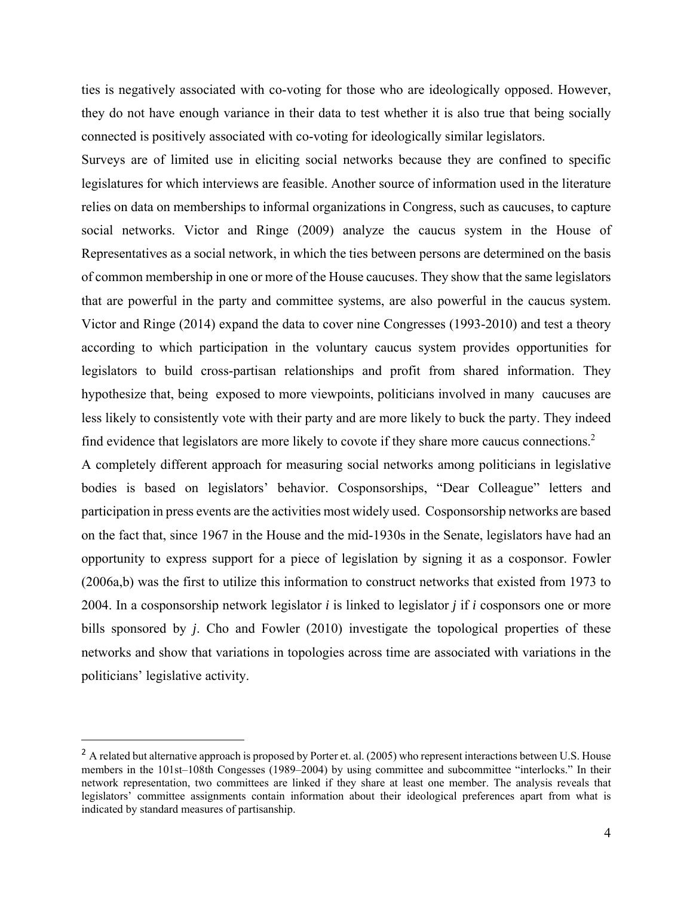ties is negatively associated with co-voting for those who are ideologically opposed. However, they do not have enough variance in their data to test whether it is also true that being socially connected is positively associated with co-voting for ideologically similar legislators.

Surveys are of limited use in eliciting social networks because they are confined to specific legislatures for which interviews are feasible. Another source of information used in the literature relies on data on memberships to informal organizations in Congress, such as caucuses, to capture social networks. Victor and Ringe (2009) analyze the caucus system in the House of Representatives as a social network, in which the ties between persons are determined on the basis of common membership in one or more of the House caucuses. They show that the same legislators that are powerful in the party and committee systems, are also powerful in the caucus system. Victor and Ringe (2014) expand the data to cover nine Congresses (1993-2010) and test a theory according to which participation in the voluntary caucus system provides opportunities for legislators to build cross-partisan relationships and profit from shared information. They hypothesize that, being exposed to more viewpoints, politicians involved in many caucuses are less likely to consistently vote with their party and are more likely to buck the party. They indeed find evidence that legislators are more likely to covote if they share more caucus connections.[2]

A completely different approach for measuring social networks among politicians in legislative bodies is based on legislators' behavior. Cosponsorships, "Dear Colleague" letters and participation in press events are the activities most widely used. Cosponsorship networks are based on the fact that, since 1967 in the House and the mid-1930s in the Senate, legislators have had an opportunity to express support for a piece of legislation by signing it as a cosponsor. Fowler (2006a,b) was the first to utilize this information to construct networks that existed from 1973 to 2004. In a cosponsorship network legislator $i$ is linked to legislator $j$ if $i$ cosponsors one or more bills sponsored by $j$. Cho and Fowler (2010) investigate the topological properties of these networks and show that variations in topologies across time are associated with variations in the politicians' legislative activity.

[2] A related but alternative approach is proposed by Porter et. al. (2005) who represent interactions between U.S. House members in the 101st–108th Congesses (1989–2004) by using committee and subcommittee "interlocks." In their network representation, two committees are linked if they share at least one member. The analysis reveals that legislators' committee assignments contain information about their ideological preferences apart from what is indicated by standard measures of partisanship.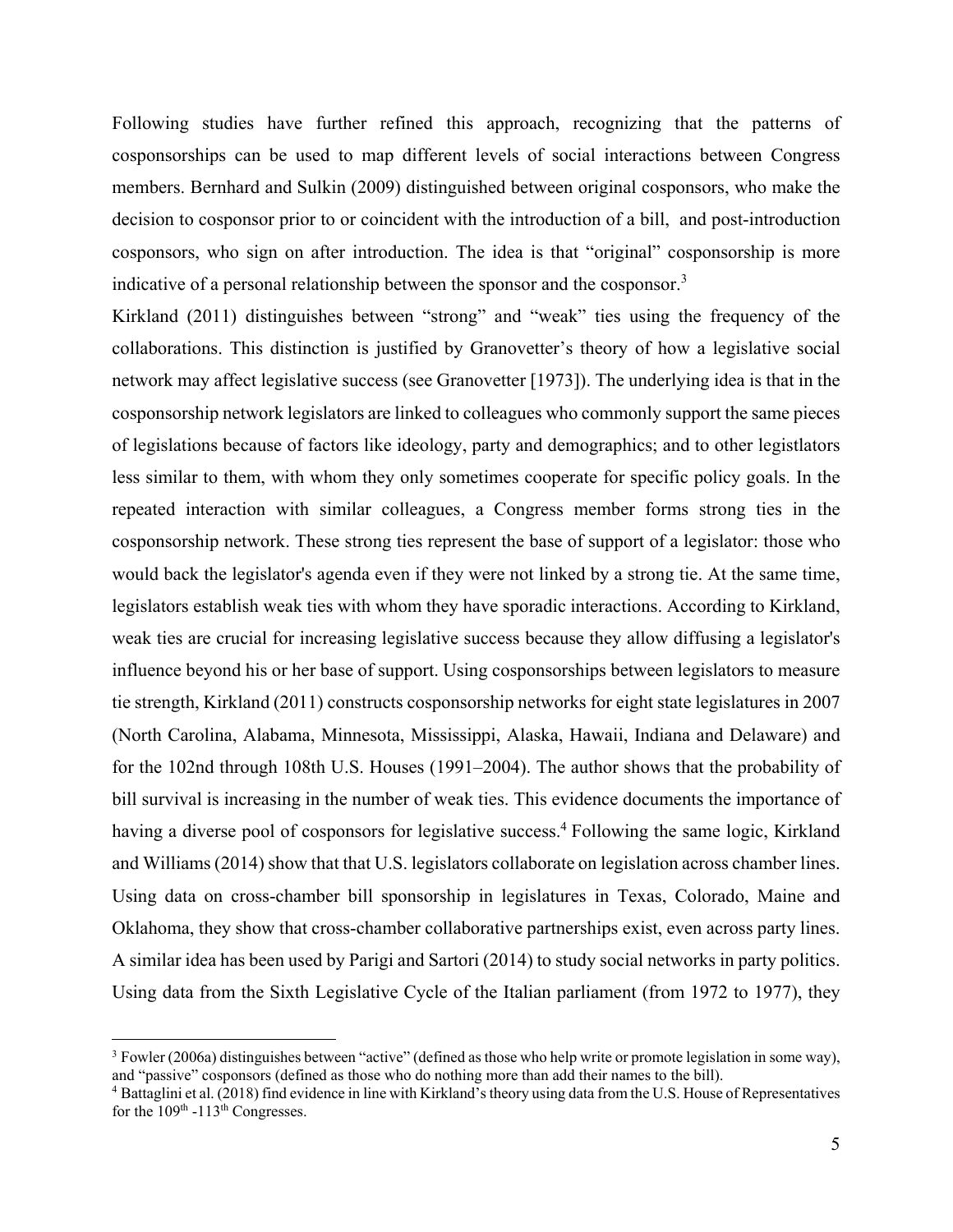Following studies have further refined this approach, recognizing that the patterns of cosponsorships can be used to map different levels of social interactions between Congress members. Bernhard and Sulkin (2009) distinguished between original cosponsors, who make the decision to cosponsor prior to or coincident with the introduction of a bill, and post-introduction cosponsors, who sign on after introduction. The idea is that "original" cosponsorship is more indicative of a personal relationship between the sponsor and the cosponsor.[3]

Kirkland (2011) distinguishes between "strong" and "weak" ties using the frequency of the collaborations. This distinction is justified by Granovetter's theory of how a legislative social network may affect legislative success (see Granovetter [1973]). The underlying idea is that in the cosponsorship network legislators are linked to colleagues who commonly support the same pieces of legislations because of factors like ideology, party and demographics; and to other legistlators less similar to them, with whom they only sometimes cooperate for specific policy goals. In the repeated interaction with similar colleagues, a Congress member forms strong ties in the cosponsorship network. These strong ties represent the base of support of a legislator: those who would back the legislator's agenda even if they were not linked by a strong tie. At the same time, legislators establish weak ties with whom they have sporadic interactions. According to Kirkland, weak ties are crucial for increasing legislative success because they allow diffusing a legislator's influence beyond his or her base of support. Using cosponsorships between legislators to measure tie strength, Kirkland (2011) constructs cosponsorship networks for eight state legislatures in 2007 (North Carolina, Alabama, Minnesota, Mississippi, Alaska, Hawaii, Indiana and Delaware) and for the 102nd through 108th U.S. Houses (1991–2004). The author shows that the probability of bill survival is increasing in the number of weak ties. This evidence documents the importance of having a diverse pool of cosponsors for legislative success.[4] Following the same logic, Kirkland and Williams (2014) show that that U.S. legislators collaborate on legislation across chamber lines. Using data on cross-chamber bill sponsorship in legislatures in Texas, Colorado, Maine and Oklahoma, they show that cross-chamber collaborative partnerships exist, even across party lines. A similar idea has been used by Parigi and Sartori (2014) to study social networks in party politics. Using data from the Sixth Legislative Cycle of the Italian parliament (from 1972 to 1977), they

---

[3] Fowler (2006a) distinguishes between "active" (defined as those who help write or promote legislation in some way), and "passive" cosponsors (defined as those who do nothing more than add their names to the bill).

[4] Battaglini et al. (2018) find evidence in line with Kirkland's theory using data from the U.S. House of Representatives for the 109th -113th Congresses.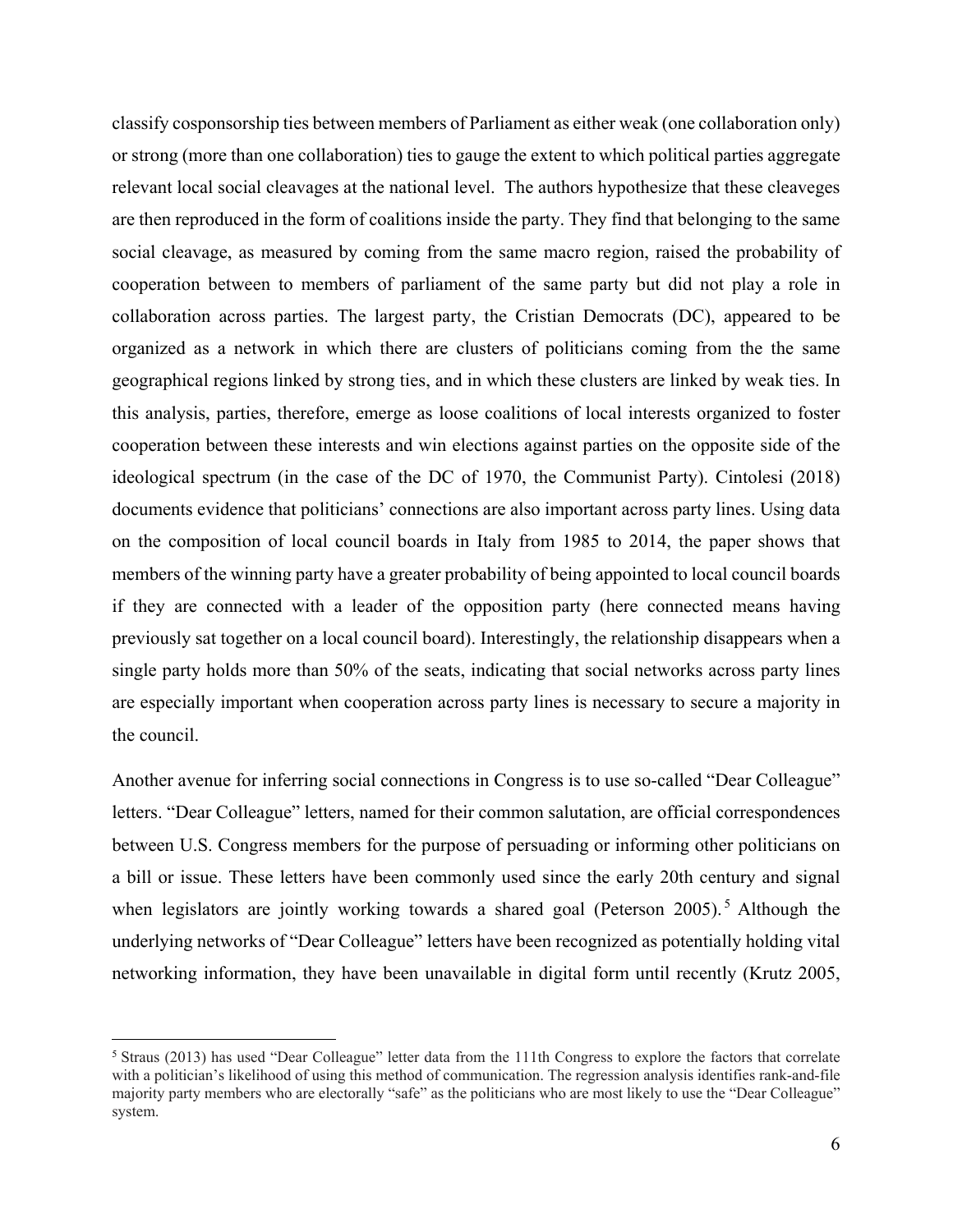classify cosponsorship ties between members of Parliament as either weak (one collaboration only) or strong (more than one collaboration) ties to gauge the extent to which political parties aggregate relevant local social cleavages at the national level. The authors hypothesize that these cleaveges are then reproduced in the form of coalitions inside the party. They find that belonging to the same social cleavage, as measured by coming from the same macro region, raised the probability of cooperation between to members of parliament of the same party but did not play a role in collaboration across parties. The largest party, the Cristian Democrats (DC), appeared to be organized as a network in which there are clusters of politicians coming from the the same geographical regions linked by strong ties, and in which these clusters are linked by weak ties. In this analysis, parties, therefore, emerge as loose coalitions of local interests organized to foster cooperation between these interests and win elections against parties on the opposite side of the ideological spectrum (in the case of the DC of 1970, the Communist Party). Cintolesi (2018) documents evidence that politicians' connections are also important across party lines. Using data on the composition of local council boards in Italy from 1985 to 2014, the paper shows that members of the winning party have a greater probability of being appointed to local council boards if they are connected with a leader of the opposition party (here connected means having previously sat together on a local council board). Interestingly, the relationship disappears when a single party holds more than 50% of the seats, indicating that social networks across party lines are especially important when cooperation across party lines is necessary to secure a majority in the council.

Another avenue for inferring social connections in Congress is to use so-called "Dear Colleague" letters. "Dear Colleague" letters, named for their common salutation, are official correspondences between U.S. Congress members for the purpose of persuading or informing other politicians on a bill or issue. These letters have been commonly used since the early 20th century and signal when legislators are jointly working towards a shared goal (Peterson 2005).[5] Although the underlying networks of "Dear Colleague" letters have been recognized as potentially holding vital networking information, they have been unavailable in digital form until recently (Krutz 2005,

[5] Straus (2013) has used "Dear Colleague" letter data from the 111th Congress to explore the factors that correlate with a politician's likelihood of using this method of communication. The regression analysis identifies rank-and-file majority party members who are electorally "safe" as the politicians who are most likely to use the "Dear Colleague" system.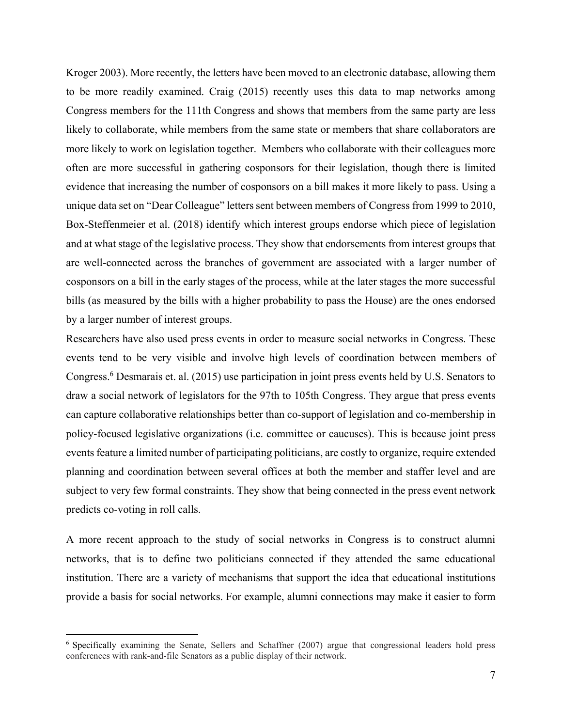Kroger 2003). More recently, the letters have been moved to an electronic database, allowing them to be more readily examined. Craig (2015) recently uses this data to map networks among Congress members for the 111th Congress and shows that members from the same party are less likely to collaborate, while members from the same state or members that share collaborators are more likely to work on legislation together. Members who collaborate with their colleagues more often are more successful in gathering cosponsors for their legislation, though there is limited evidence that increasing the number of cosponsors on a bill makes it more likely to pass. Using a unique data set on "Dear Colleague" letters sent between members of Congress from 1999 to 2010, Box-Steffenmeier et al. (2018) identify which interest groups endorse which piece of legislation and at what stage of the legislative process. They show that endorsements from interest groups that are well-connected across the branches of government are associated with a larger number of cosponsors on a bill in the early stages of the process, while at the later stages the more successful bills (as measured by the bills with a higher probability to pass the House) are the ones endorsed by a larger number of interest groups.

Researchers have also used press events in order to measure social networks in Congress. These events tend to be very visible and involve high levels of coordination between members of Congress.[6] Desmarais et. al. (2015) use participation in joint press events held by U.S. Senators to draw a social network of legislators for the 97th to 105th Congress. They argue that press events can capture collaborative relationships better than co-support of legislation and co-membership in policy-focused legislative organizations (i.e. committee or caucuses). This is because joint press events feature a limited number of participating politicians, are costly to organize, require extended planning and coordination between several offices at both the member and staffer level and are subject to very few formal constraints. They show that being connected in the press event network predicts co-voting in roll calls.

A more recent approach to the study of social networks in Congress is to construct alumni networks, that is to define two politicians connected if they attended the same educational institution. There are a variety of mechanisms that support the idea that educational institutions provide a basis for social networks. For example, alumni connections may make it easier to form

[6] Specifically examining the Senate, Sellers and Schaffner (2007) argue that congressional leaders hold press conferences with rank-and-file Senators as a public display of their network.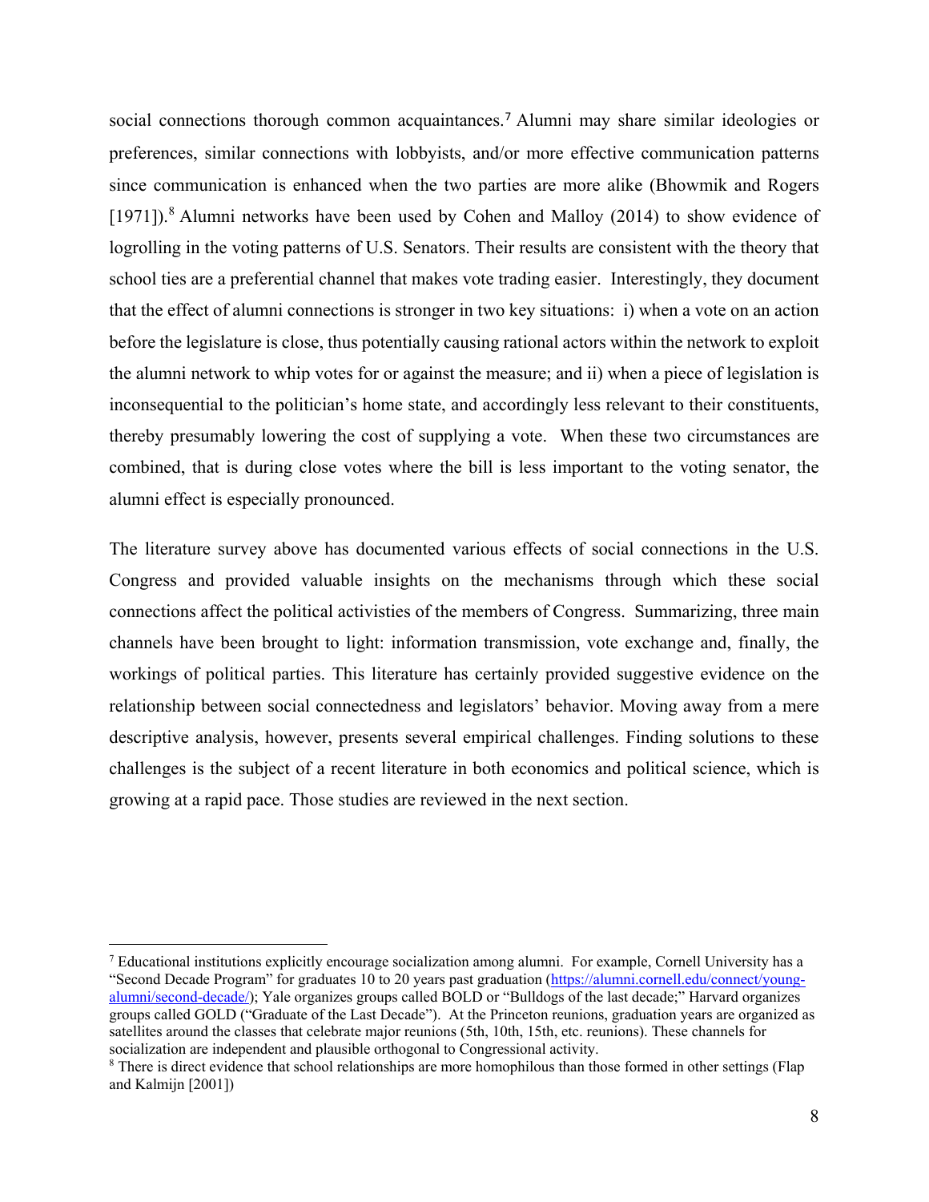social connections thorough common acquaintances.[7] Alumni may share similar ideologies or preferences, similar connections with lobbyists, and/or more effective communication patterns since communication is enhanced when the two parties are more alike (Bhowmik and Rogers [1971]).[8] Alumni networks have been used by Cohen and Malloy (2014) to show evidence of logrolling in the voting patterns of U.S. Senators. Their results are consistent with the theory that school ties are a preferential channel that makes vote trading easier. Interestingly, they document that the effect of alumni connections is stronger in two key situations: i) when a vote on an action before the legislature is close, thus potentially causing rational actors within the network to exploit the alumni network to whip votes for or against the measure; and ii) when a piece of legislation is inconsequential to the politician's home state, and accordingly less relevant to their constituents, thereby presumably lowering the cost of supplying a vote. When these two circumstances are combined, that is during close votes where the bill is less important to the voting senator, the alumni effect is especially pronounced.

The literature survey above has documented various effects of social connections in the U.S. Congress and provided valuable insights on the mechanisms through which these social connections affect the political activisties of the members of Congress. Summarizing, three main channels have been brought to light: information transmission, vote exchange and, finally, the workings of political parties. This literature has certainly provided suggestive evidence on the relationship between social connectedness and legislators' behavior. Moving away from a mere descriptive analysis, however, presents several empirical challenges. Finding solutions to these challenges is the subject of a recent literature in both economics and political science, which is growing at a rapid pace. Those studies are reviewed in the next section.

---

[7] Educational institutions explicitly encourage socialization among alumni. For example, Cornell University has a "Second Decade Program" for graduates 10 to 20 years past graduation (https://alumni.cornell.edu/connect/young-alumni/second-decade/); Yale organizes groups called BOLD or "Bulldogs of the last decade;" Harvard organizes groups called GOLD ("Graduate of the Last Decade"). At the Princeton reunions, graduation years are organized as satellites around the classes that celebrate major reunions (5th, 10th, 15th, etc. reunions). These channels for socialization are independent and plausible orthogonal to Congressional activity.

[8] There is direct evidence that school relationships are more homophilous than those formed in other settings (Flap and Kalmijn [2001])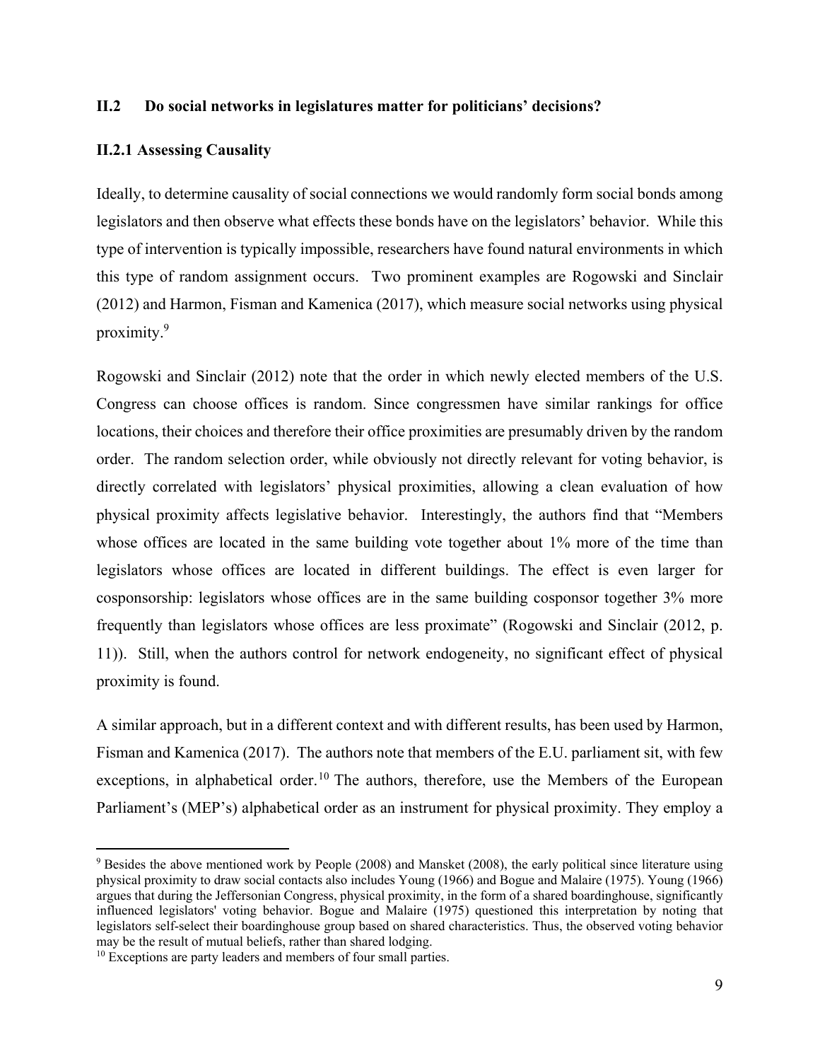### II.2 Do social networks in legislatures matter for politicians' decisions?

#### II.2.1 Assessing Causality

Ideally, to determine causality of social connections we would randomly form social bonds among legislators and then observe what effects these bonds have on the legislators' behavior. While this type of intervention is typically impossible, researchers have found natural environments in which this type of random assignment occurs. Two prominent examples are Rogowski and Sinclair (2012) and Harmon, Fisman and Kamenica (2017), which measure social networks using physical proximity.[9]

Rogowski and Sinclair (2012) note that the order in which newly elected members of the U.S. Congress can choose offices is random. Since congressmen have similar rankings for office locations, their choices and therefore their office proximities are presumably driven by the random order. The random selection order, while obviously not directly relevant for voting behavior, is directly correlated with legislators' physical proximities, allowing a clean evaluation of how physical proximity affects legislative behavior. Interestingly, the authors find that "Members whose offices are located in the same building vote together about 1% more of the time than legislators whose offices are located in different buildings. The effect is even larger for cosponsorship: legislators whose offices are in the same building cosponsor together 3% more frequently than legislators whose offices are less proximate" (Rogowski and Sinclair (2012, p. 11)). Still, when the authors control for network endogeneity, no significant effect of physical proximity is found.

A similar approach, but in a different context and with different results, has been used by Harmon, Fisman and Kamenica (2017). The authors note that members of the E.U. parliament sit, with few exceptions, in alphabetical order.[10] The authors, therefore, use the Members of the European Parliament's (MEP's) alphabetical order as an instrument for physical proximity. They employ a

---

[9] Besides the above mentioned work by People (2008) and Mansket (2008), the early political since literature using physical proximity to draw social contacts also includes Young (1966) and Bogue and Malaire (1975). Young (1966) argues that during the Jeffersonian Congress, physical proximity, in the form of a shared boardinghouse, significantly influenced legislators' voting behavior. Bogue and Malaire (1975) questioned this interpretation by noting that legislators self-select their boardinghouse group based on shared characteristics. Thus, the observed voting behavior may be the result of mutual beliefs, rather than shared lodging.

[10] Exceptions are party leaders and members of four small parties.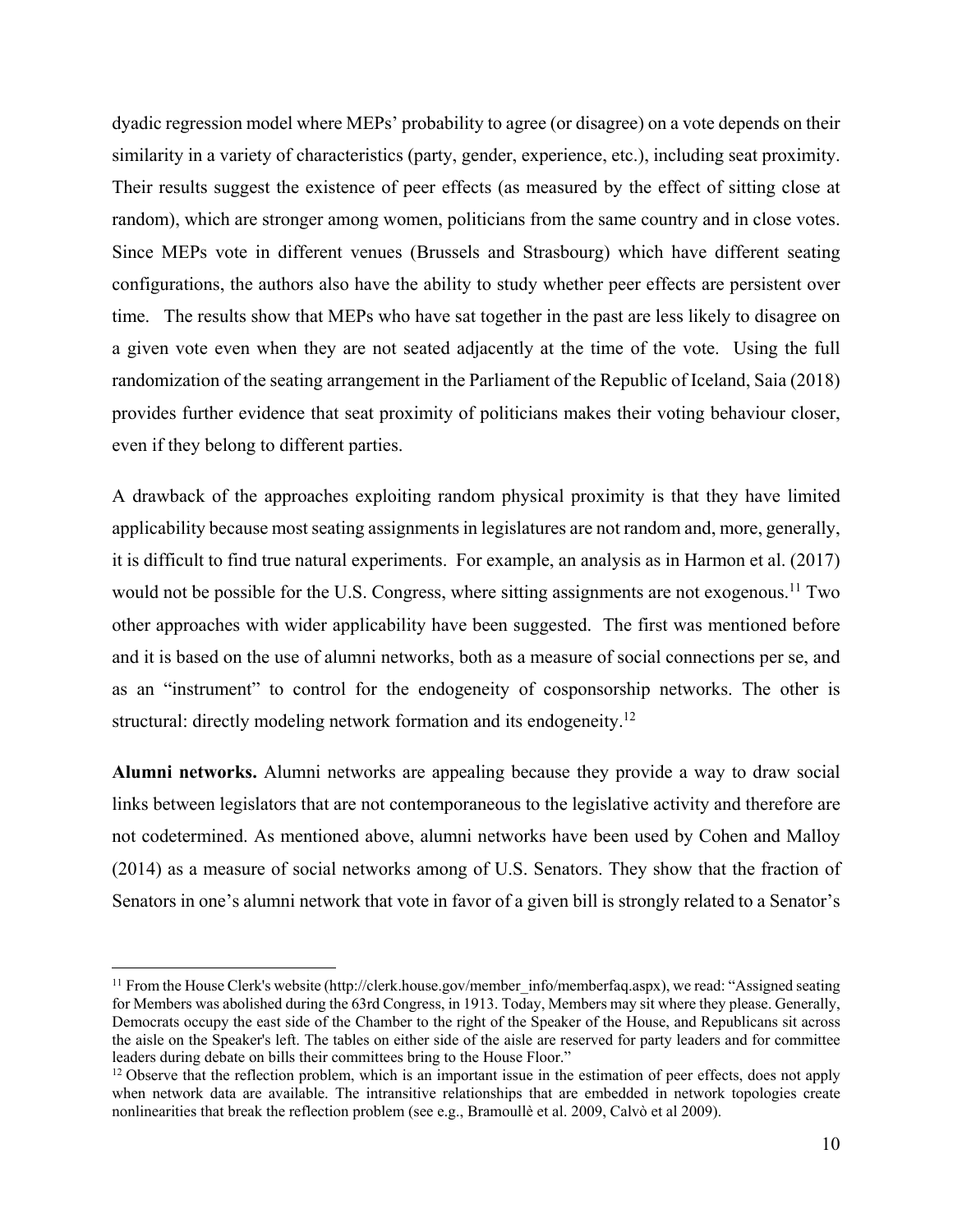dyadic regression model where MEPs' probability to agree (or disagree) on a vote depends on their similarity in a variety of characteristics (party, gender, experience, etc.), including seat proximity. Their results suggest the existence of peer effects (as measured by the effect of sitting close at random), which are stronger among women, politicians from the same country and in close votes. Since MEPs vote in different venues (Brussels and Strasbourg) which have different seating configurations, the authors also have the ability to study whether peer effects are persistent over time. The results show that MEPs who have sat together in the past are less likely to disagree on a given vote even when they are not seated adjacently at the time of the vote. Using the full randomization of the seating arrangement in the Parliament of the Republic of Iceland, Saia (2018) provides further evidence that seat proximity of politicians makes their voting behaviour closer, even if they belong to different parties.

A drawback of the approaches exploiting random physical proximity is that they have limited applicability because most seating assignments in legislatures are not random and, more, generally, it is difficult to find true natural experiments. For example, an analysis as in Harmon et al. (2017) would not be possible for the U.S. Congress, where sitting assignments are not exogenous.[11] Two other approaches with wider applicability have been suggested. The first was mentioned before and it is based on the use of alumni networks, both as a measure of social connections per se, and as an "instrument" to control for the endogeneity of cosponsorship networks. The other is structural: directly modeling network formation and its endogeneity.[12]

**Alumni networks.** Alumni networks are appealing because they provide a way to draw social links between legislators that are not contemporaneous to the legislative activity and therefore are not codetermined. As mentioned above, alumni networks have been used by Cohen and Malloy (2014) as a measure of social networks among of U.S. Senators. They show that the fraction of Senators in one's alumni network that vote in favor of a given bill is strongly related to a Senator's

---

[11] From the House Clerk's website (http://clerk.house.gov/member_info/memberfaq.aspx), we read: "Assigned seating for Members was abolished during the 63rd Congress, in 1913. Today, Members may sit where they please. Generally, Democrats occupy the east side of the Chamber to the right of the Speaker of the House, and Republicans sit across the aisle on the Speaker's left. The tables on either side of the aisle are reserved for party leaders and for committee leaders during debate on bills their committees bring to the House Floor."

[12] Observe that the reflection problem, which is an important issue in the estimation of peer effects, does not apply when network data are available. The intransitive relationships that are embedded in network topologies create nonlinearities that break the reflection problem (see e.g., Bramoullè et al. 2009, Calvò et al 2009).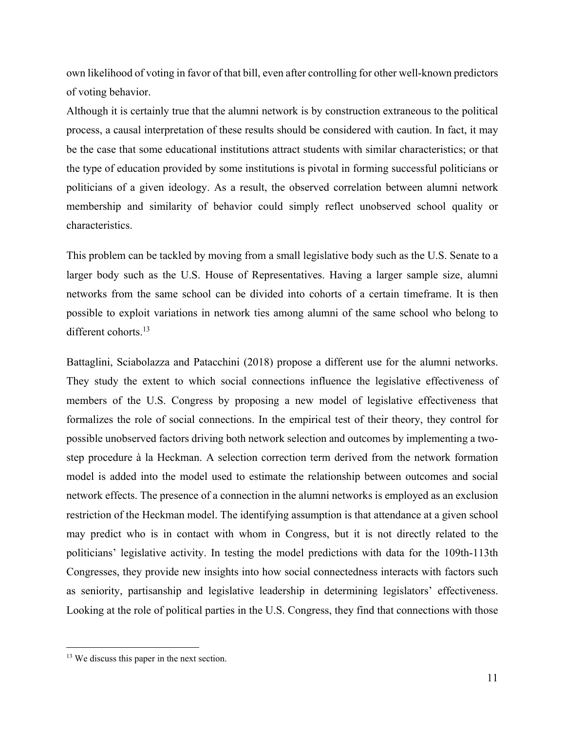own likelihood of voting in favor of that bill, even after controlling for other well-known predictors of voting behavior.

Although it is certainly true that the alumni network is by construction extraneous to the political process, a causal interpretation of these results should be considered with caution. In fact, it may be the case that some educational institutions attract students with similar characteristics; or that the type of education provided by some institutions is pivotal in forming successful politicians or politicians of a given ideology. As a result, the observed correlation between alumni network membership and similarity of behavior could simply reflect unobserved school quality or characteristics.

This problem can be tackled by moving from a small legislative body such as the U.S. Senate to a larger body such as the U.S. House of Representatives. Having a larger sample size, alumni networks from the same school can be divided into cohorts of a certain timeframe. It is then possible to exploit variations in network ties among alumni of the same school who belong to different cohorts.[13]

Battaglini, Sciabolazza and Patacchini (2018) propose a different use for the alumni networks. They study the extent to which social connections influence the legislative effectiveness of members of the U.S. Congress by proposing a new model of legislative effectiveness that formalizes the role of social connections. In the empirical test of their theory, they control for possible unobserved factors driving both network selection and outcomes by implementing a two-step procedure à la Heckman. A selection correction term derived from the network formation model is added into the model used to estimate the relationship between outcomes and social network effects. The presence of a connection in the alumni networks is employed as an exclusion restriction of the Heckman model. The identifying assumption is that attendance at a given school may predict who is in contact with whom in Congress, but it is not directly related to the politicians' legislative activity. In testing the model predictions with data for the 109th-113th Congresses, they provide new insights into how social connectedness interacts with factors such as seniority, partisanship and legislative leadership in determining legislators' effectiveness. Looking at the role of political parties in the U.S. Congress, they find that connections with those

[13] We discuss this paper in the next section.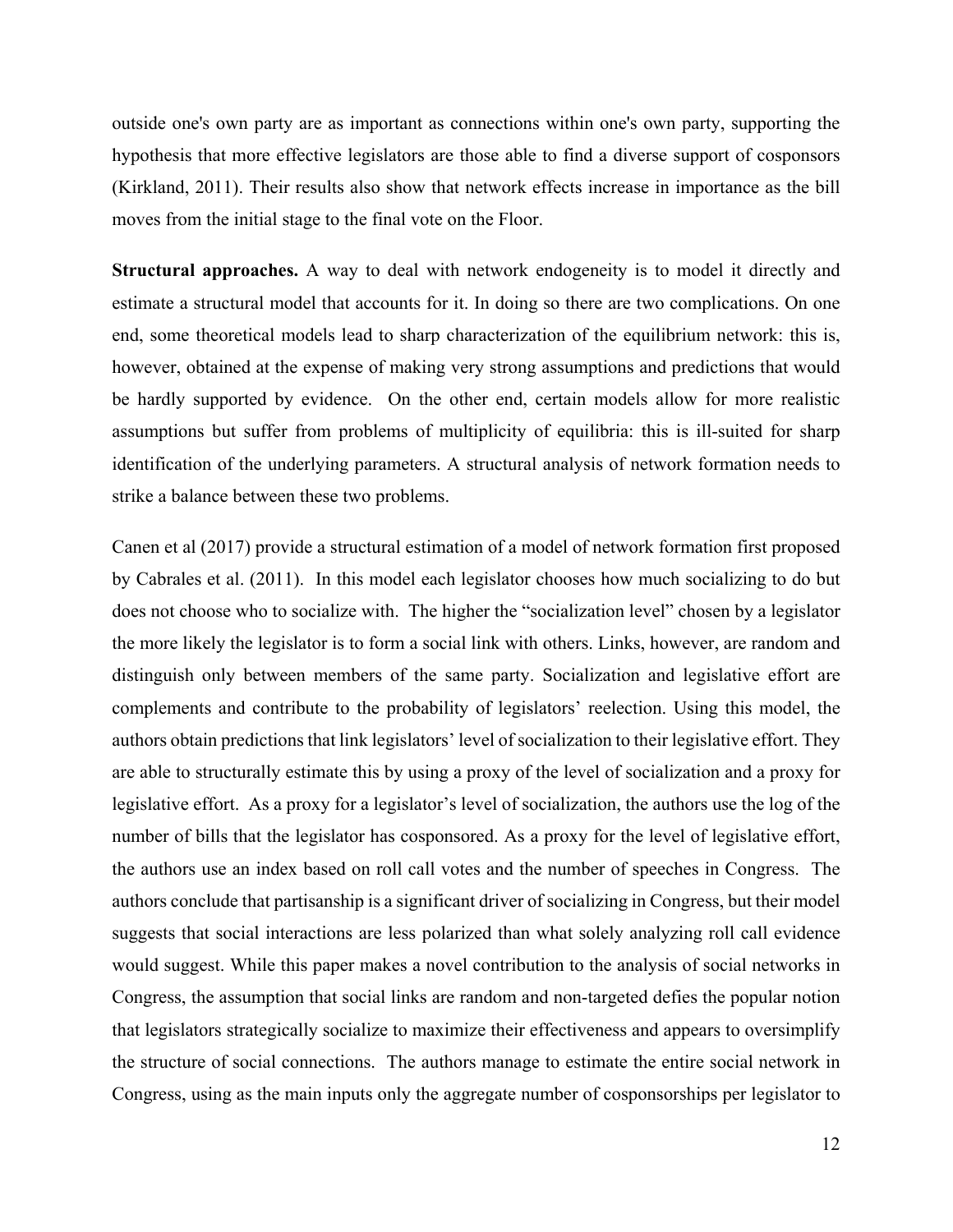outside one's own party are as important as connections within one's own party, supporting the hypothesis that more effective legislators are those able to find a diverse support of cosponsors (Kirkland, 2011). Their results also show that network effects increase in importance as the bill moves from the initial stage to the final vote on the Floor.

**Structural approaches.** A way to deal with network endogeneity is to model it directly and estimate a structural model that accounts for it. In doing so there are two complications. On one end, some theoretical models lead to sharp characterization of the equilibrium network: this is, however, obtained at the expense of making very strong assumptions and predictions that would be hardly supported by evidence. On the other end, certain models allow for more realistic assumptions but suffer from problems of multiplicity of equilibria: this is ill-suited for sharp identification of the underlying parameters. A structural analysis of network formation needs to strike a balance between these two problems.

Canen et al (2017) provide a structural estimation of a model of network formation first proposed by Cabrales et al. (2011). In this model each legislator chooses how much socializing to do but does not choose who to socialize with. The higher the "socialization level" chosen by a legislator the more likely the legislator is to form a social link with others. Links, however, are random and distinguish only between members of the same party. Socialization and legislative effort are complements and contribute to the probability of legislators' reelection. Using this model, the authors obtain predictions that link legislators' level of socialization to their legislative effort. They are able to structurally estimate this by using a proxy of the level of socialization and a proxy for legislative effort. As a proxy for a legislator's level of socialization, the authors use the log of the number of bills that the legislator has cosponsored. As a proxy for the level of legislative effort, the authors use an index based on roll call votes and the number of speeches in Congress. The authors conclude that partisanship is a significant driver of socializing in Congress, but their model suggests that social interactions are less polarized than what solely analyzing roll call evidence would suggest. While this paper makes a novel contribution to the analysis of social networks in Congress, the assumption that social links are random and non-targeted defies the popular notion that legislators strategically socialize to maximize their effectiveness and appears to oversimplify the structure of social connections. The authors manage to estimate the entire social network in Congress, using as the main inputs only the aggregate number of cosponsorships per legislator to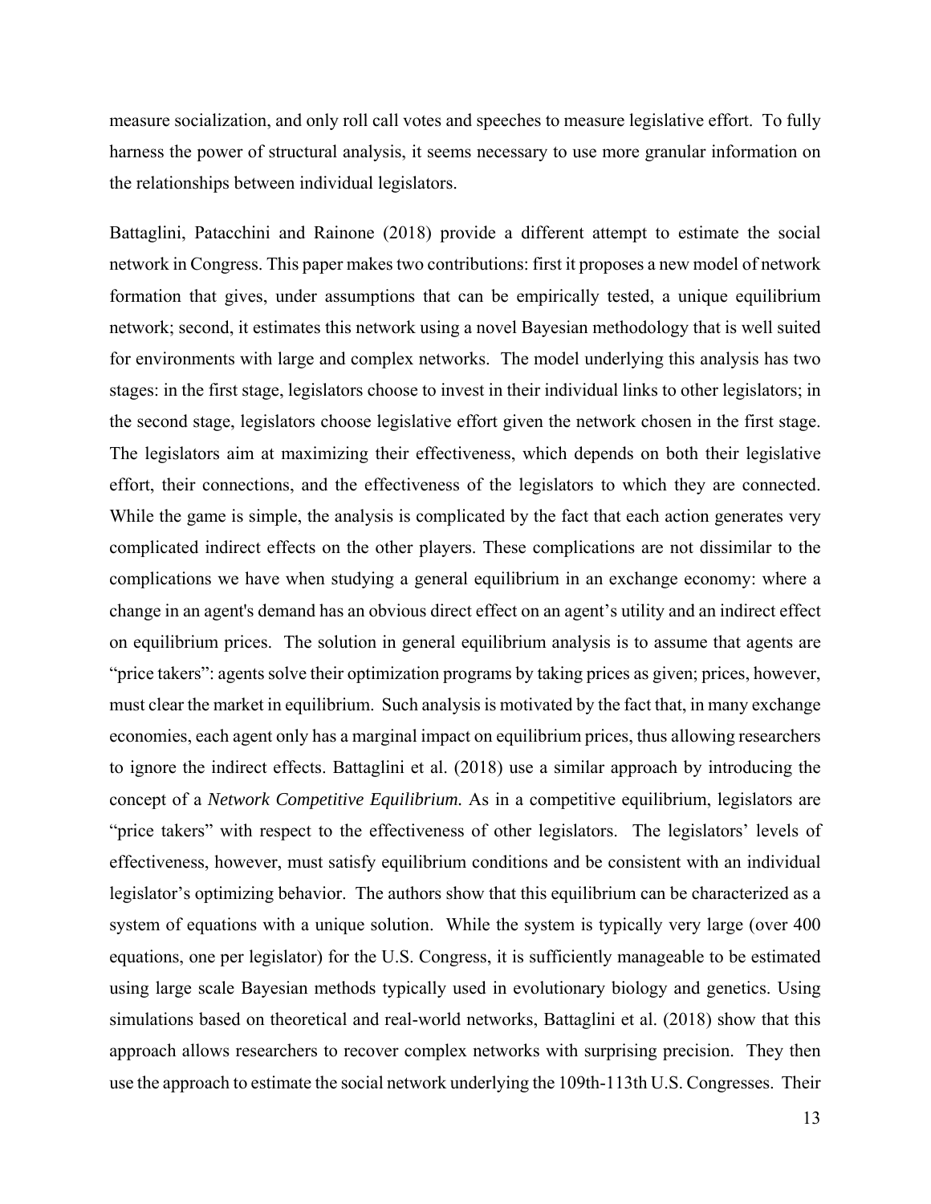measure socialization, and only roll call votes and speeches to measure legislative effort. To fully harness the power of structural analysis, it seems necessary to use more granular information on the relationships between individual legislators.

Battaglini, Patacchini and Rainone (2018) provide a different attempt to estimate the social network in Congress. This paper makes two contributions: first it proposes a new model of network formation that gives, under assumptions that can be empirically tested, a unique equilibrium network; second, it estimates this network using a novel Bayesian methodology that is well suited for environments with large and complex networks. The model underlying this analysis has two stages: in the first stage, legislators choose to invest in their individual links to other legislators; in the second stage, legislators choose legislative effort given the network chosen in the first stage. The legislators aim at maximizing their effectiveness, which depends on both their legislative effort, their connections, and the effectiveness of the legislators to which they are connected. While the game is simple, the analysis is complicated by the fact that each action generates very complicated indirect effects on the other players. These complications are not dissimilar to the complications we have when studying a general equilibrium in an exchange economy: where a change in an agent's demand has an obvious direct effect on an agent's utility and an indirect effect on equilibrium prices. The solution in general equilibrium analysis is to assume that agents are "price takers": agents solve their optimization programs by taking prices as given; prices, however, must clear the market in equilibrium. Such analysis is motivated by the fact that, in many exchange economies, each agent only has a marginal impact on equilibrium prices, thus allowing researchers to ignore the indirect effects. Battaglini et al. (2018) use a similar approach by introducing the concept of a *Network Competitive Equilibrium.* As in a competitive equilibrium, legislators are "price takers" with respect to the effectiveness of other legislators. The legislators' levels of effectiveness, however, must satisfy equilibrium conditions and be consistent with an individual legislator's optimizing behavior. The authors show that this equilibrium can be characterized as a system of equations with a unique solution. While the system is typically very large (over 400 equations, one per legislator) for the U.S. Congress, it is sufficiently manageable to be estimated using large scale Bayesian methods typically used in evolutionary biology and genetics. Using simulations based on theoretical and real-world networks, Battaglini et al. (2018) show that this approach allows researchers to recover complex networks with surprising precision. They then use the approach to estimate the social network underlying the 109th-113th U.S. Congresses. Their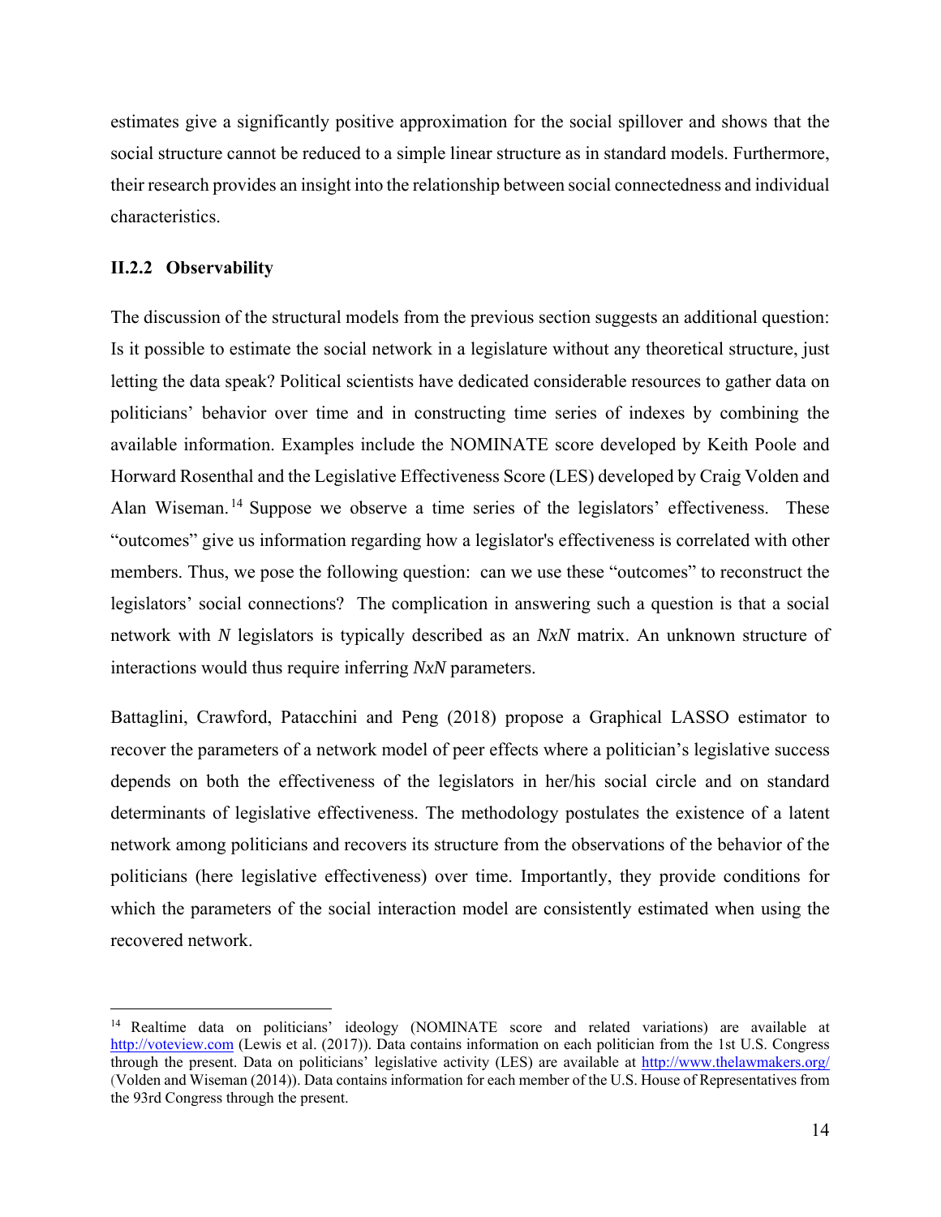estimates give a significantly positive approximation for the social spillover and shows that the social structure cannot be reduced to a simple linear structure as in standard models. Furthermore, their research provides an insight into the relationship between social connectedness and individual characteristics.

### II.2.2 Observability

The discussion of the structural models from the previous section suggests an additional question: Is it possible to estimate the social network in a legislature without any theoretical structure, just letting the data speak? Political scientists have dedicated considerable resources to gather data on politicians' behavior over time and in constructing time series of indexes by combining the available information. Examples include the NOMINATE score developed by Keith Poole and Horward Rosenthal and the Legislative Effectiveness Score (LES) developed by Craig Volden and Alan Wiseman.[14] Suppose we observe a time series of the legislators' effectiveness. These "outcomes" give us information regarding how a legislator's effectiveness is correlated with other members. Thus, we pose the following question: can we use these "outcomes" to reconstruct the legislators' social connections? The complication in answering such a question is that a social network with *N* legislators is typically described as an *NxN* matrix. An unknown structure of interactions would thus require inferring *NxN* parameters.

Battaglini, Crawford, Patacchini and Peng (2018) propose a Graphical LASSO estimator to recover the parameters of a network model of peer effects where a politician's legislative success depends on both the effectiveness of the legislators in her/his social circle and on standard determinants of legislative effectiveness. The methodology postulates the existence of a latent network among politicians and recovers its structure from the observations of the behavior of the politicians (here legislative effectiveness) over time. Importantly, they provide conditions for which the parameters of the social interaction model are consistently estimated when using the recovered network.

[14] Realtime data on politicians' ideology (NOMINATE score and related variations) are available at http://voteview.com (Lewis et al. (2017)). Data contains information on each politician from the 1st U.S. Congress through the present. Data on politicians' legislative activity (LES) are available at http://www.thelawmakers.org/ (Volden and Wiseman (2014)). Data contains information for each member of the U.S. House of Representatives from the 93rd Congress through the present.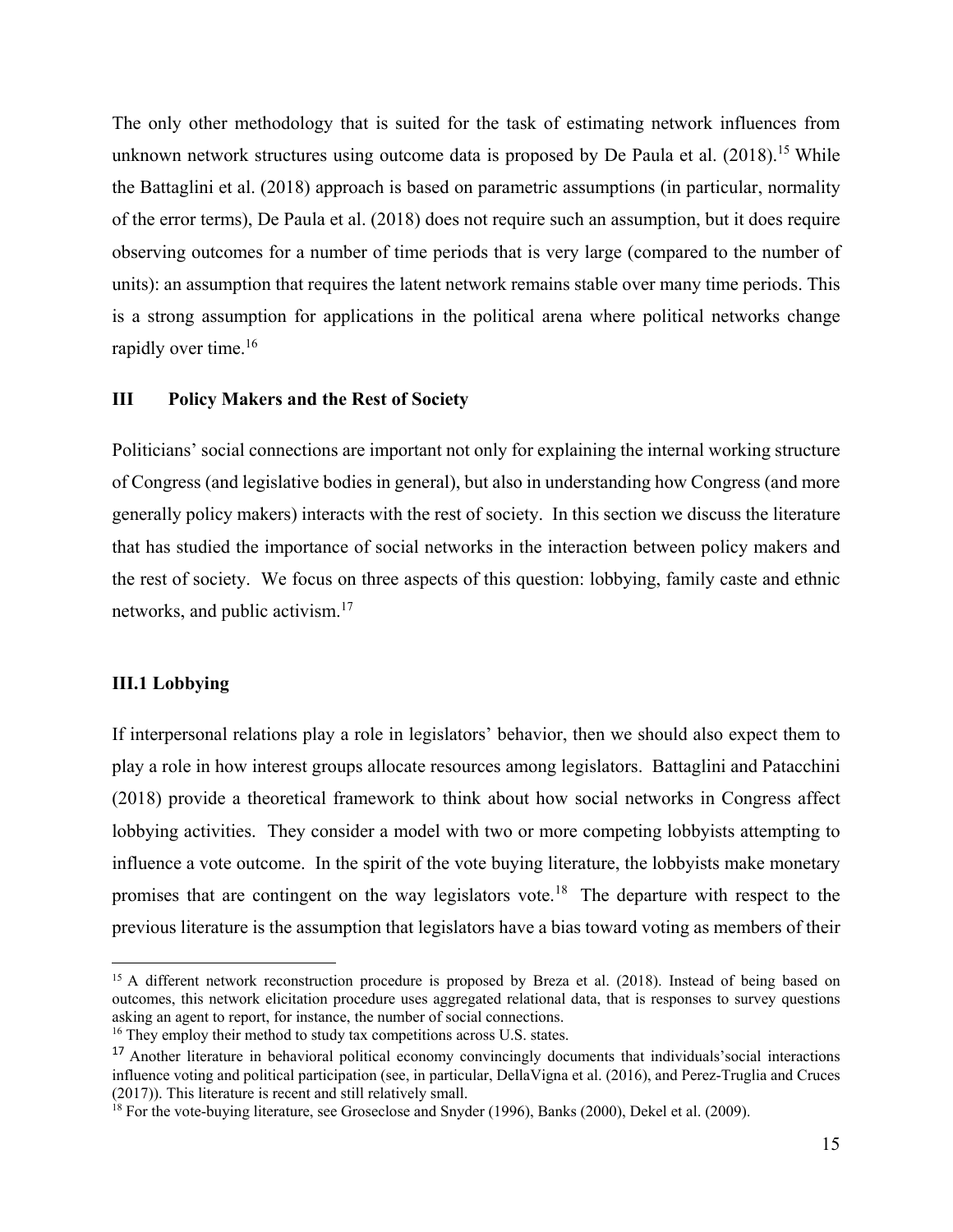The only other methodology that is suited for the task of estimating network influences from unknown network structures using outcome data is proposed by De Paula et al. (2018).[15] While the Battaglini et al. (2018) approach is based on parametric assumptions (in particular, normality of the error terms), De Paula et al. (2018) does not require such an assumption, but it does require observing outcomes for a number of time periods that is very large (compared to the number of units): an assumption that requires the latent network remains stable over many time periods. This is a strong assumption for applications in the political arena where political networks change rapidly over time.[16]

## III Policy Makers and the Rest of Society

Politicians' social connections are important not only for explaining the internal working structure of Congress (and legislative bodies in general), but also in understanding how Congress (and more generally policy makers) interacts with the rest of society. In this section we discuss the literature that has studied the importance of social networks in the interaction between policy makers and the rest of society. We focus on three aspects of this question: lobbying, family caste and ethnic networks, and public activism.[17]

### III.1 Lobbying

If interpersonal relations play a role in legislators' behavior, then we should also expect them to play a role in how interest groups allocate resources among legislators. Battaglini and Patacchini (2018) provide a theoretical framework to think about how social networks in Congress affect lobbying activities. They consider a model with two or more competing lobbyists attempting to influence a vote outcome. In the spirit of the vote buying literature, the lobbyists make monetary promises that are contingent on the way legislators vote.[18] The departure with respect to the previous literature is the assumption that legislators have a bias toward voting as members of their

---

[15] A different network reconstruction procedure is proposed by Breza et al. (2018). Instead of being based on outcomes, this network elicitation procedure uses aggregated relational data, that is responses to survey questions asking an agent to report, for instance, the number of social connections.

[16] They employ their method to study tax competitions across U.S. states.

[17] Another literature in behavioral political economy convincingly documents that individuals'social interactions influence voting and political participation (see, in particular, DellaVigna et al. (2016), and Perez-Truglia and Cruces (2017)). This literature is recent and still relatively small.

[18] For the vote-buying literature, see Groseclose and Snyder (1996), Banks (2000), Dekel et al. (2009).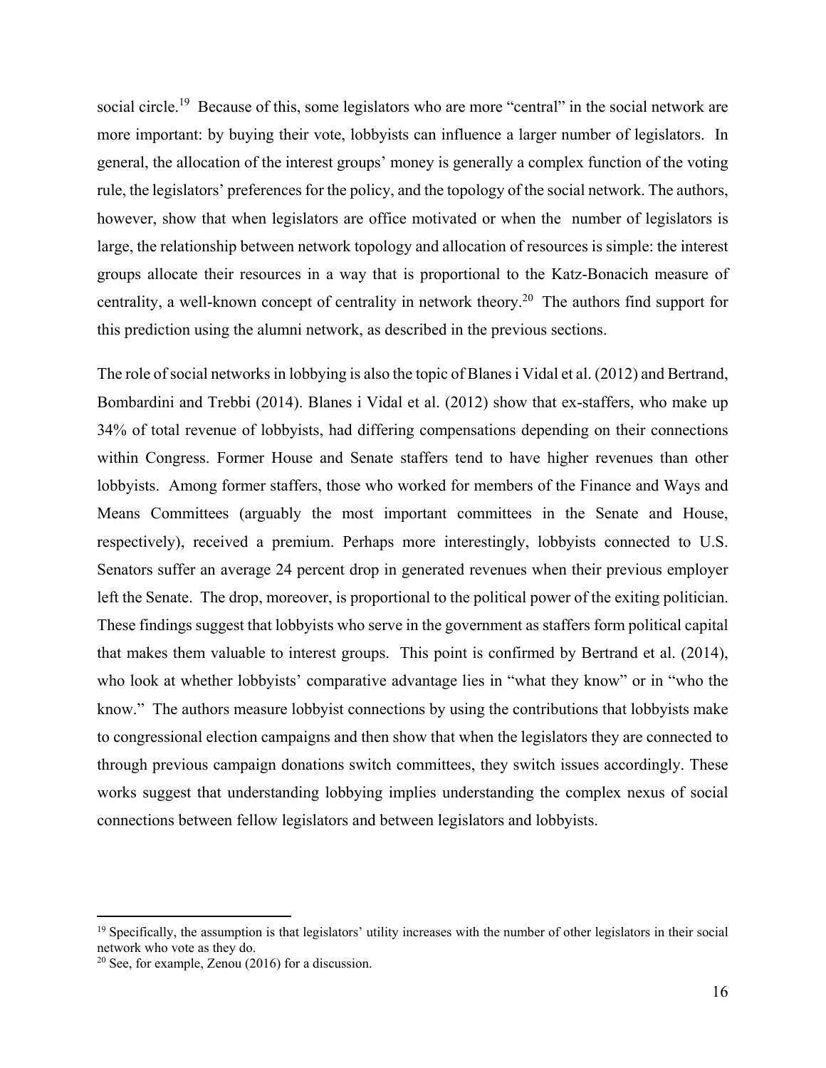social circle.[19] Because of this, some legislators who are more "central" in the social network are more important: by buying their vote, lobbyists can influence a larger number of legislators. In general, the allocation of the interest groups' money is generally a complex function of the voting rule, the legislators' preferences for the policy, and the topology of the social network. The authors, however, show that when legislators are office motivated or when the number of legislators is large, the relationship between network topology and allocation of resources is simple: the interest groups allocate their resources in a way that is proportional to the Katz-Bonacich measure of centrality, a well-known concept of centrality in network theory.[20] The authors find support for this prediction using the alumni network, as described in the previous sections.

The role of social networks in lobbying is also the topic of Blanes i Vidal et al. (2012) and Bertrand, Bombardini and Trebbi (2014). Blanes i Vidal et al. (2012) show that ex-staffers, who make up 34% of total revenue of lobbyists, had differing compensations depending on their connections within Congress. Former House and Senate staffers tend to have higher revenues than other lobbyists. Among former staffers, those who worked for members of the Finance and Ways and Means Committees (arguably the most important committees in the Senate and House, respectively), received a premium. Perhaps more interestingly, lobbyists connected to U.S. Senators suffer an average 24 percent drop in generated revenues when their previous employer left the Senate. The drop, moreover, is proportional to the political power of the exiting politician. These findings suggest that lobbyists who serve in the government as staffers form political capital that makes them valuable to interest groups. This point is confirmed by Bertrand et al. (2014), who look at whether lobbyists' comparative advantage lies in "what they know" or in "who the know." The authors measure lobbyist connections by using the contributions that lobbyists make to congressional election campaigns and then show that when the legislators they are connected to through previous campaign donations switch committees, they switch issues accordingly. These works suggest that understanding lobbying implies understanding the complex nexus of social connections between fellow legislators and between legislators and lobbyists.

---

[19] Specifically, the assumption is that legislators' utility increases with the number of other legislators in their social network who vote as they do.

[20] See, for example, Zenou (2016) for a discussion.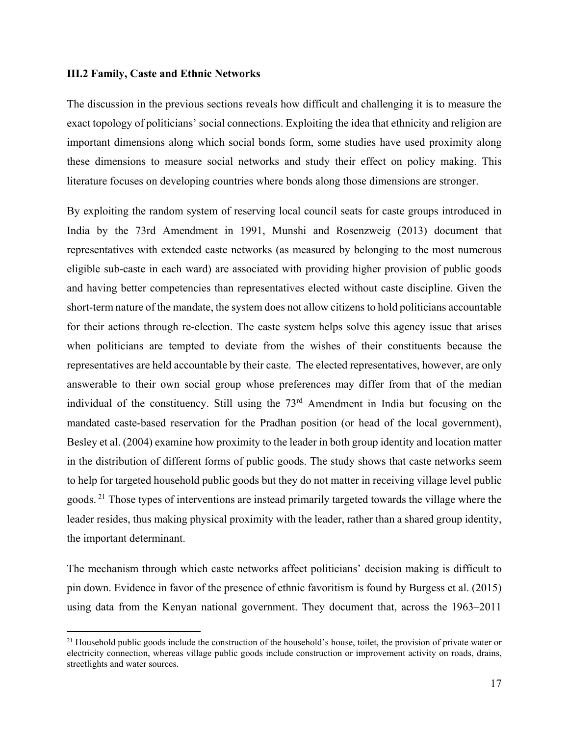### III.2 Family, Caste and Ethnic Networks

The discussion in the previous sections reveals how difficult and challenging it is to measure the exact topology of politicians' social connections. Exploiting the idea that ethnicity and religion are important dimensions along which social bonds form, some studies have used proximity along these dimensions to measure social networks and study their effect on policy making. This literature focuses on developing countries where bonds along those dimensions are stronger.

By exploiting the random system of reserving local council seats for caste groups introduced in India by the 73rd Amendment in 1991, Munshi and Rosenzweig (2013) document that representatives with extended caste networks (as measured by belonging to the most numerous eligible sub-caste in each ward) are associated with providing higher provision of public goods and having better competencies than representatives elected without caste discipline. Given the short-term nature of the mandate, the system does not allow citizens to hold politicians accountable for their actions through re-election. The caste system helps solve this agency issue that arises when politicians are tempted to deviate from the wishes of their constituents because the representatives are held accountable by their caste. The elected representatives, however, are only answerable to their own social group whose preferences may differ from that of the median individual of the constituency. Still using the 73rd Amendment in India but focusing on the mandated caste-based reservation for the Pradhan position (or head of the local government), Besley et al. (2004) examine how proximity to the leader in both group identity and location matter in the distribution of different forms of public goods. The study shows that caste networks seem to help for targeted household public goods but they do not matter in receiving village level public goods.[21] Those types of interventions are instead primarily targeted towards the village where the leader resides, thus making physical proximity with the leader, rather than a shared group identity, the important determinant.

The mechanism through which caste networks affect politicians' decision making is difficult to pin down. Evidence in favor of the presence of ethnic favoritism is found by Burgess et al. (2015) using data from the Kenyan national government. They document that, across the 1963–2011

[21] Household public goods include the construction of the household's house, toilet, the provision of private water or electricity connection, whereas village public goods include construction or improvement activity on roads, drains, streetlights and water sources.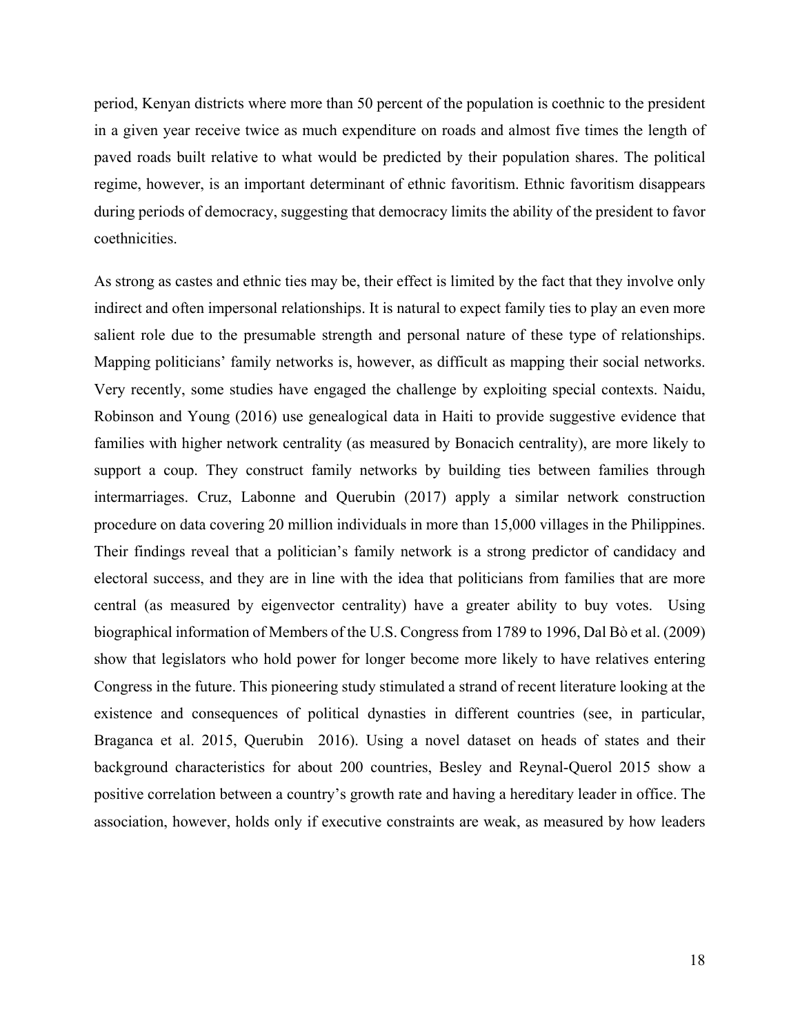period, Kenyan districts where more than 50 percent of the population is coethnic to the president in a given year receive twice as much expenditure on roads and almost five times the length of paved roads built relative to what would be predicted by their population shares. The political regime, however, is an important determinant of ethnic favoritism. Ethnic favoritism disappears during periods of democracy, suggesting that democracy limits the ability of the president to favor coethnicities.

As strong as castes and ethnic ties may be, their effect is limited by the fact that they involve only indirect and often impersonal relationships. It is natural to expect family ties to play an even more salient role due to the presumable strength and personal nature of these type of relationships. Mapping politicians' family networks is, however, as difficult as mapping their social networks. Very recently, some studies have engaged the challenge by exploiting special contexts. Naidu, Robinson and Young (2016) use genealogical data in Haiti to provide suggestive evidence that families with higher network centrality (as measured by Bonacich centrality), are more likely to support a coup. They construct family networks by building ties between families through intermarriages. Cruz, Labonne and Querubin (2017) apply a similar network construction procedure on data covering 20 million individuals in more than 15,000 villages in the Philippines. Their findings reveal that a politician's family network is a strong predictor of candidacy and electoral success, and they are in line with the idea that politicians from families that are more central (as measured by eigenvector centrality) have a greater ability to buy votes. Using biographical information of Members of the U.S. Congress from 1789 to 1996, Dal Bò et al. (2009) show that legislators who hold power for longer become more likely to have relatives entering Congress in the future. This pioneering study stimulated a strand of recent literature looking at the existence and consequences of political dynasties in different countries (see, in particular, Braganca et al. 2015, Querubin 2016). Using a novel dataset on heads of states and their background characteristics for about 200 countries, Besley and Reynal-Querol 2015 show a positive correlation between a country's growth rate and having a hereditary leader in office. The association, however, holds only if executive constraints are weak, as measured by how leaders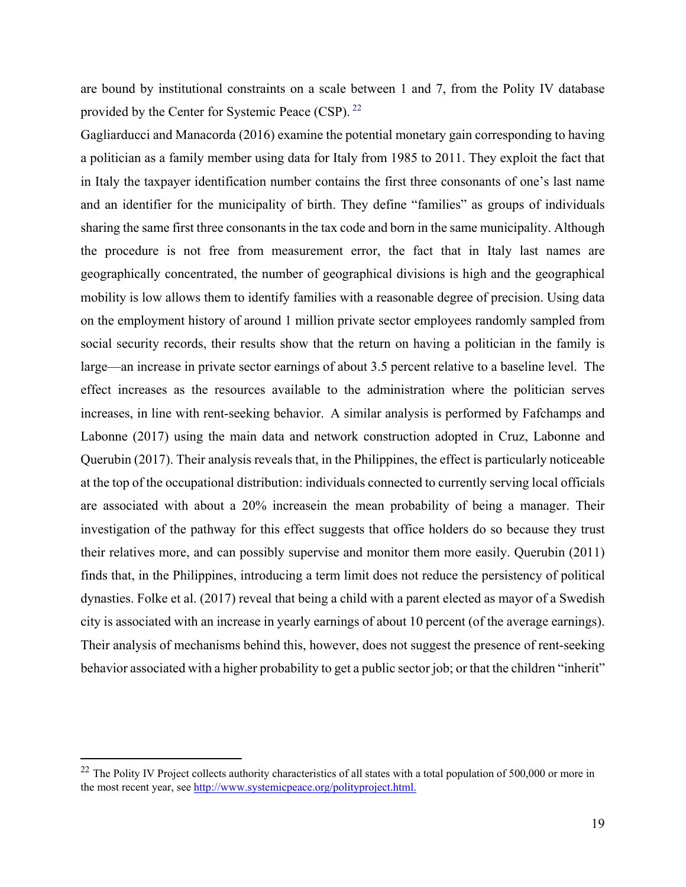are bound by institutional constraints on a scale between 1 and 7, from the Polity IV database provided by the Center for Systemic Peace (CSP). [22]

Gagliarducci and Manacorda (2016) examine the potential monetary gain corresponding to having a politician as a family member using data for Italy from 1985 to 2011. They exploit the fact that in Italy the taxpayer identification number contains the first three consonants of one's last name and an identifier for the municipality of birth. They define "families" as groups of individuals sharing the same first three consonants in the tax code and born in the same municipality. Although the procedure is not free from measurement error, the fact that in Italy last names are geographically concentrated, the number of geographical divisions is high and the geographical mobility is low allows them to identify families with a reasonable degree of precision. Using data on the employment history of around 1 million private sector employees randomly sampled from social security records, their results show that the return on having a politician in the family is large—an increase in private sector earnings of about 3.5 percent relative to a baseline level. The effect increases as the resources available to the administration where the politician serves increases, in line with rent-seeking behavior. A similar analysis is performed by Fafchamps and Labonne (2017) using the main data and network construction adopted in Cruz, Labonne and Querubin (2017). Their analysis reveals that, in the Philippines, the effect is particularly noticeable at the top of the occupational distribution: individuals connected to currently serving local officials are associated with about a 20% increasein the mean probability of being a manager. Their investigation of the pathway for this effect suggests that office holders do so because they trust their relatives more, and can possibly supervise and monitor them more easily. Querubin (2011) finds that, in the Philippines, introducing a term limit does not reduce the persistency of political dynasties. Folke et al. (2017) reveal that being a child with a parent elected as mayor of a Swedish city is associated with an increase in yearly earnings of about 10 percent (of the average earnings). Their analysis of mechanisms behind this, however, does not suggest the presence of rent-seeking behavior associated with a higher probability to get a public sector job; or that the children "inherit"

[22] The Polity IV Project collects authority characteristics of all states with a total population of 500,000 or more in the most recent year, see http://www.systemicpeace.org/polityproject.html.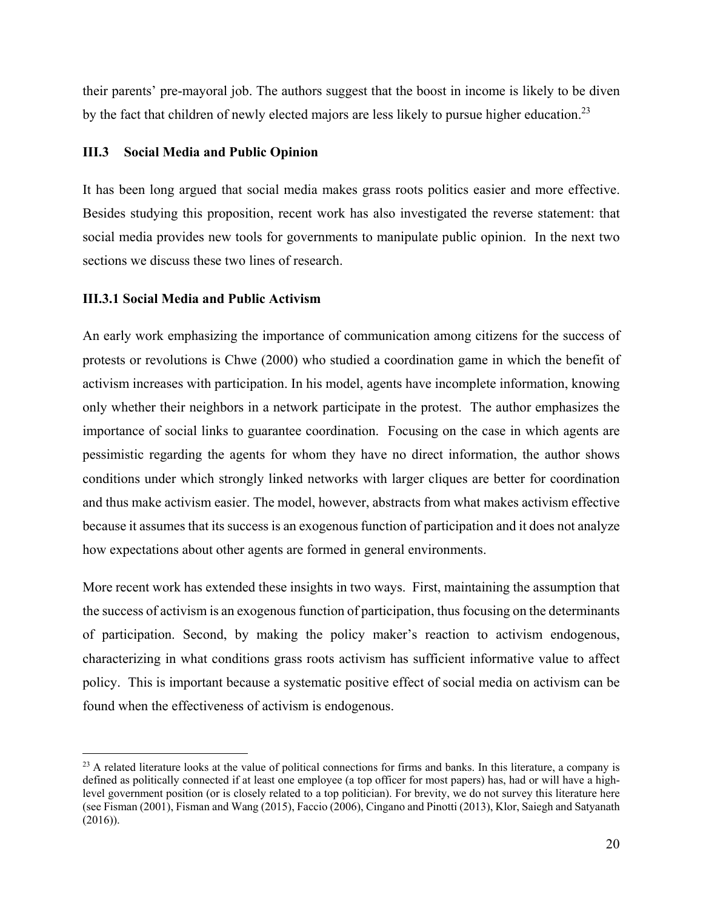their parents' pre-mayoral job. The authors suggest that the boost in income is likely to be diven by the fact that children of newly elected majors are less likely to pursue higher education.[23]

### III.3 Social Media and Public Opinion

It has been long argued that social media makes grass roots politics easier and more effective. Besides studying this proposition, recent work has also investigated the reverse statement: that social media provides new tools for governments to manipulate public opinion. In the next two sections we discuss these two lines of research.

#### III.3.1 Social Media and Public Activism

An early work emphasizing the importance of communication among citizens for the success of protests or revolutions is Chwe (2000) who studied a coordination game in which the benefit of activism increases with participation. In his model, agents have incomplete information, knowing only whether their neighbors in a network participate in the protest. The author emphasizes the importance of social links to guarantee coordination. Focusing on the case in which agents are pessimistic regarding the agents for whom they have no direct information, the author shows conditions under which strongly linked networks with larger cliques are better for coordination and thus make activism easier. The model, however, abstracts from what makes activism effective because it assumes that its success is an exogenous function of participation and it does not analyze how expectations about other agents are formed in general environments.

More recent work has extended these insights in two ways. First, maintaining the assumption that the success of activism is an exogenous function of participation, thus focusing on the determinants of participation. Second, by making the policy maker's reaction to activism endogenous, characterizing in what conditions grass roots activism has sufficient informative value to affect policy. This is important because a systematic positive effect of social media on activism can be found when the effectiveness of activism is endogenous.

---

[23] A related literature looks at the value of political connections for firms and banks. In this literature, a company is defined as politically connected if at least one employee (a top officer for most papers) has, had or will have a high-level government position (or is closely related to a top politician). For brevity, we do not survey this literature here (see Fisman (2001), Fisman and Wang (2015), Faccio (2006), Cingano and Pinotti (2013), Klor, Saiegh and Satyanath (2016)).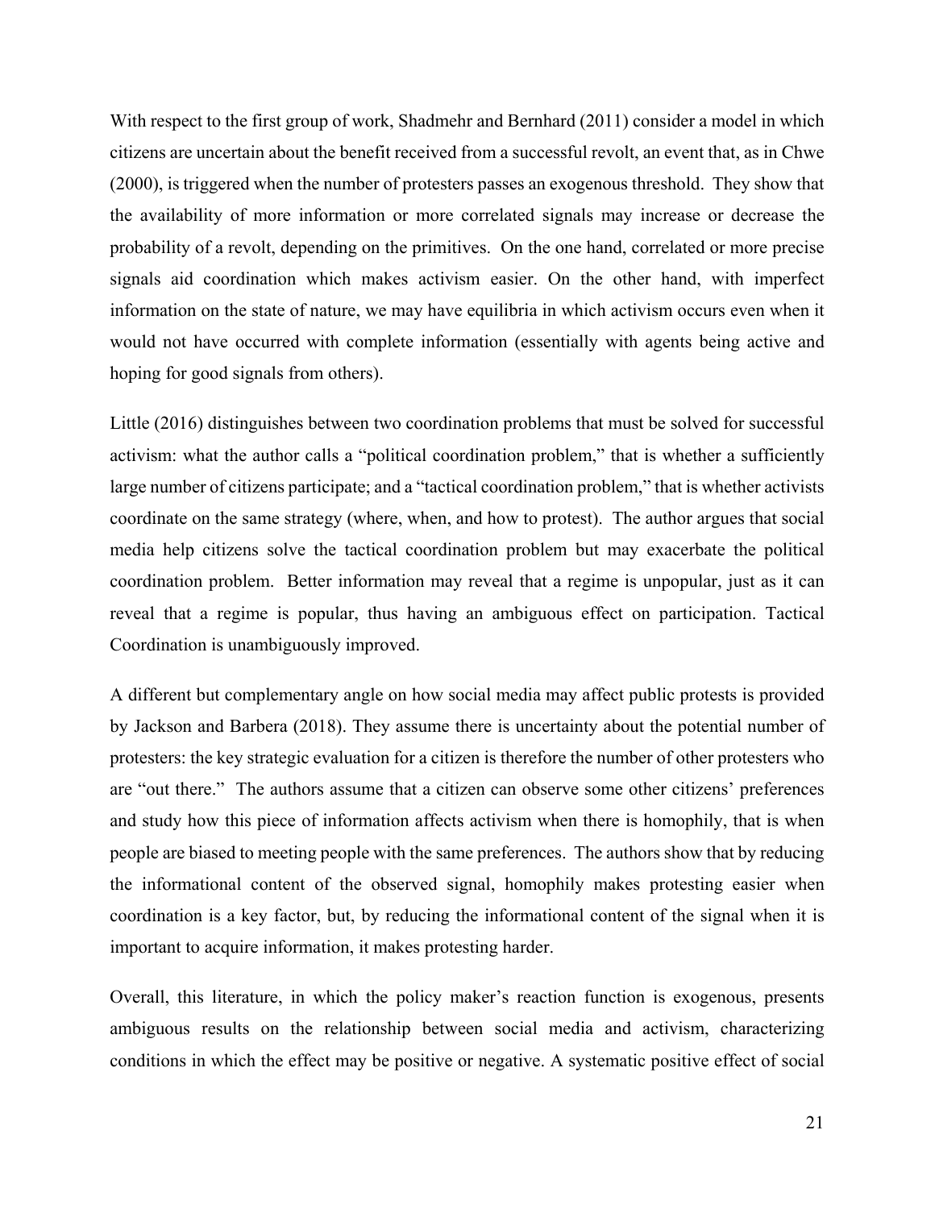With respect to the first group of work, Shadmehr and Bernhard (2011) consider a model in which citizens are uncertain about the benefit received from a successful revolt, an event that, as in Chwe (2000), is triggered when the number of protesters passes an exogenous threshold. They show that the availability of more information or more correlated signals may increase or decrease the probability of a revolt, depending on the primitives. On the one hand, correlated or more precise signals aid coordination which makes activism easier. On the other hand, with imperfect information on the state of nature, we may have equilibria in which activism occurs even when it would not have occurred with complete information (essentially with agents being active and hoping for good signals from others).

Little (2016) distinguishes between two coordination problems that must be solved for successful activism: what the author calls a "political coordination problem," that is whether a sufficiently large number of citizens participate; and a "tactical coordination problem," that is whether activists coordinate on the same strategy (where, when, and how to protest). The author argues that social media help citizens solve the tactical coordination problem but may exacerbate the political coordination problem. Better information may reveal that a regime is unpopular, just as it can reveal that a regime is popular, thus having an ambiguous effect on participation. Tactical Coordination is unambiguously improved.

A different but complementary angle on how social media may affect public protests is provided by Jackson and Barbera (2018). They assume there is uncertainty about the potential number of protesters: the key strategic evaluation for a citizen is therefore the number of other protesters who are "out there." The authors assume that a citizen can observe some other citizens' preferences and study how this piece of information affects activism when there is homophily, that is when people are biased to meeting people with the same preferences. The authors show that by reducing the informational content of the observed signal, homophily makes protesting easier when coordination is a key factor, but, by reducing the informational content of the signal when it is important to acquire information, it makes protesting harder.

Overall, this literature, in which the policy maker's reaction function is exogenous, presents ambiguous results on the relationship between social media and activism, characterizing conditions in which the effect may be positive or negative. A systematic positive effect of social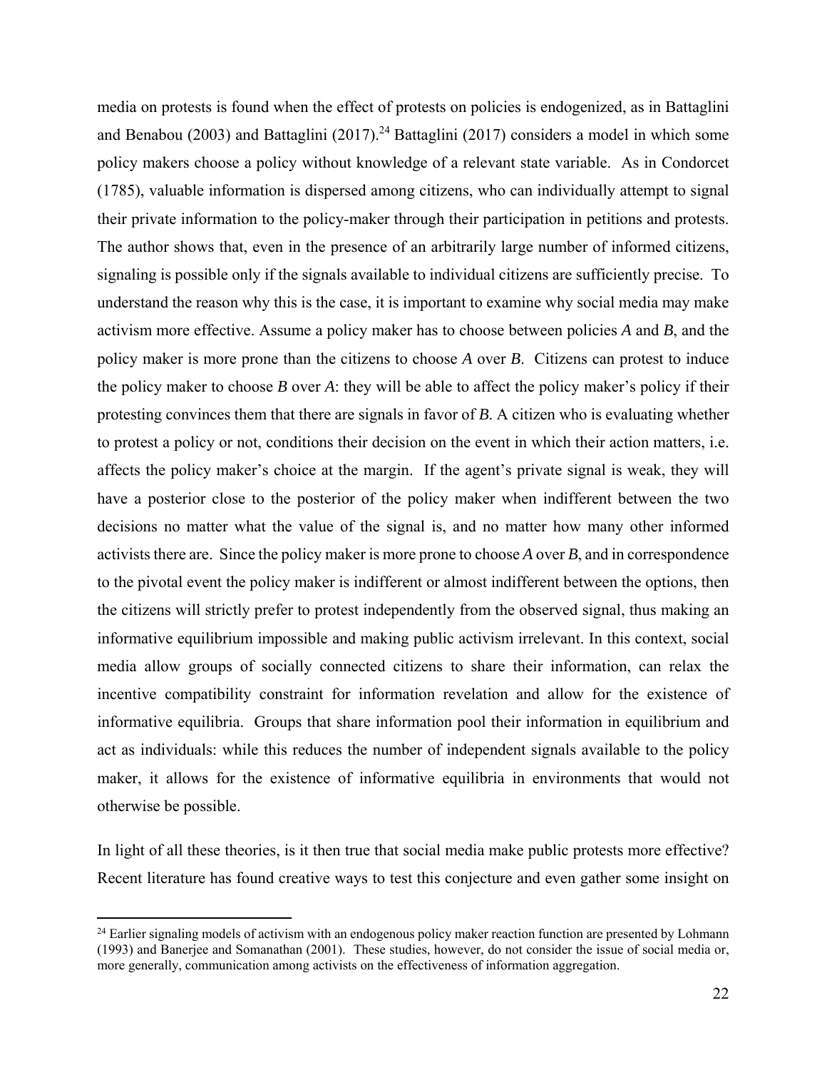media on protests is found when the effect of protests on policies is endogenized, as in Battaglini and Benabou (2003) and Battaglini (2017).[24] Battaglini (2017) considers a model in which some policy makers choose a policy without knowledge of a relevant state variable. As in Condorcet (1785), valuable information is dispersed among citizens, who can individually attempt to signal their private information to the policy-maker through their participation in petitions and protests. The author shows that, even in the presence of an arbitrarily large number of informed citizens, signaling is possible only if the signals available to individual citizens are sufficiently precise. To understand the reason why this is the case, it is important to examine why social media may make activism more effective. Assume a policy maker has to choose between policies *A* and *B*, and the policy maker is more prone than the citizens to choose *A* over *B*. Citizens can protest to induce the policy maker to choose *B* over *A*: they will be able to affect the policy maker's policy if their protesting convinces them that there are signals in favor of *B*. A citizen who is evaluating whether to protest a policy or not, conditions their decision on the event in which their action matters, i.e. affects the policy maker's choice at the margin. If the agent's private signal is weak, they will have a posterior close to the posterior of the policy maker when indifferent between the two decisions no matter what the value of the signal is, and no matter how many other informed activists there are. Since the policy maker is more prone to choose *A* over *B*, and in correspondence to the pivotal event the policy maker is indifferent or almost indifferent between the options, then the citizens will strictly prefer to protest independently from the observed signal, thus making an informative equilibrium impossible and making public activism irrelevant. In this context, social media allow groups of socially connected citizens to share their information, can relax the incentive compatibility constraint for information revelation and allow for the existence of informative equilibria. Groups that share information pool their information in equilibrium and act as individuals: while this reduces the number of independent signals available to the policy maker, it allows for the existence of informative equilibria in environments that would not otherwise be possible.

In light of all these theories, is it then true that social media make public protests more effective? Recent literature has found creative ways to test this conjecture and even gather some insight on

[24] Earlier signaling models of activism with an endogenous policy maker reaction function are presented by Lohmann (1993) and Banerjee and Somanathan (2001). These studies, however, do not consider the issue of social media or, more generally, communication among activists on the effectiveness of information aggregation.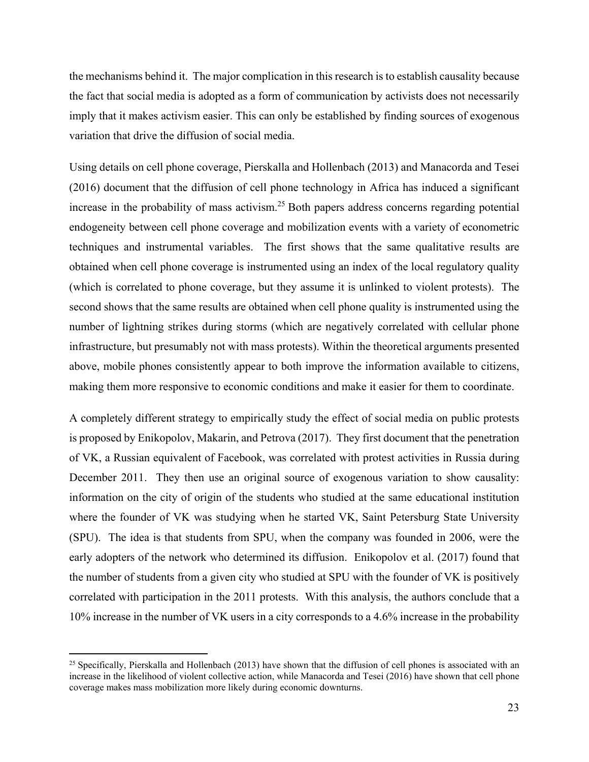the mechanisms behind it. The major complication in this research is to establish causality because the fact that social media is adopted as a form of communication by activists does not necessarily imply that it makes activism easier. This can only be established by finding sources of exogenous variation that drive the diffusion of social media.

Using details on cell phone coverage, Pierskalla and Hollenbach (2013) and Manacorda and Tesei (2016) document that the diffusion of cell phone technology in Africa has induced a significant increase in the probability of mass activism.[25] Both papers address concerns regarding potential endogeneity between cell phone coverage and mobilization events with a variety of econometric techniques and instrumental variables. The first shows that the same qualitative results are obtained when cell phone coverage is instrumented using an index of the local regulatory quality (which is correlated to phone coverage, but they assume it is unlinked to violent protests). The second shows that the same results are obtained when cell phone quality is instrumented using the number of lightning strikes during storms (which are negatively correlated with cellular phone infrastructure, but presumably not with mass protests). Within the theoretical arguments presented above, mobile phones consistently appear to both improve the information available to citizens, making them more responsive to economic conditions and make it easier for them to coordinate.

A completely different strategy to empirically study the effect of social media on public protests is proposed by Enikopolov, Makarin, and Petrova (2017). They first document that the penetration of VK, a Russian equivalent of Facebook, was correlated with protest activities in Russia during December 2011. They then use an original source of exogenous variation to show causality: information on the city of origin of the students who studied at the same educational institution where the founder of VK was studying when he started VK, Saint Petersburg State University (SPU). The idea is that students from SPU, when the company was founded in 2006, were the early adopters of the network who determined its diffusion. Enikopolov et al. (2017) found that the number of students from a given city who studied at SPU with the founder of VK is positively correlated with participation in the 2011 protests. With this analysis, the authors conclude that a 10% increase in the number of VK users in a city corresponds to a 4.6% increase in the probability

[25] Specifically, Pierskalla and Hollenbach (2013) have shown that the diffusion of cell phones is associated with an increase in the likelihood of violent collective action, while Manacorda and Tesei (2016) have shown that cell phone coverage makes mass mobilization more likely during economic downturns.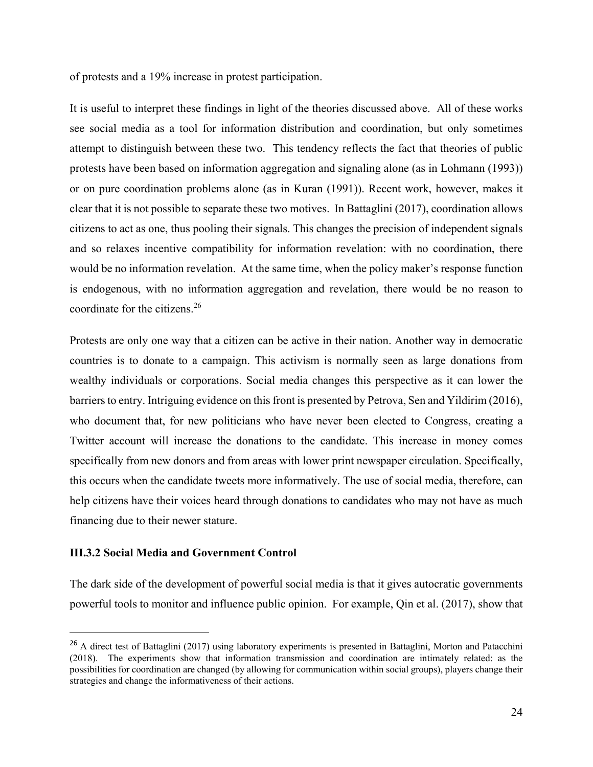of protests and a 19% increase in protest participation.

It is useful to interpret these findings in light of the theories discussed above. All of these works see social media as a tool for information distribution and coordination, but only sometimes attempt to distinguish between these two. This tendency reflects the fact that theories of public protests have been based on information aggregation and signaling alone (as in Lohmann (1993)) or on pure coordination problems alone (as in Kuran (1991)). Recent work, however, makes it clear that it is not possible to separate these two motives. In Battaglini (2017), coordination allows citizens to act as one, thus pooling their signals. This changes the precision of independent signals and so relaxes incentive compatibility for information revelation: with no coordination, there would be no information revelation. At the same time, when the policy maker's response function is endogenous, with no information aggregation and revelation, there would be no reason to coordinate for the citizens.[26]

Protests are only one way that a citizen can be active in their nation. Another way in democratic countries is to donate to a campaign. This activism is normally seen as large donations from wealthy individuals or corporations. Social media changes this perspective as it can lower the barriers to entry. Intriguing evidence on this front is presented by Petrova, Sen and Yildirim (2016), who document that, for new politicians who have never been elected to Congress, creating a Twitter account will increase the donations to the candidate. This increase in money comes specifically from new donors and from areas with lower print newspaper circulation. Specifically, this occurs when the candidate tweets more informatively. The use of social media, therefore, can help citizens have their voices heard through donations to candidates who may not have as much financing due to their newer stature.

### III.3.2 Social Media and Government Control

The dark side of the development of powerful social media is that it gives autocratic governments powerful tools to monitor and influence public opinion. For example, Qin et al. (2017), show that

[26] A direct test of Battaglini (2017) using laboratory experiments is presented in Battaglini, Morton and Patacchini (2018). The experiments show that information transmission and coordination are intimately related: as the possibilities for coordination are changed (by allowing for communication within social groups), players change their strategies and change the informativeness of their actions.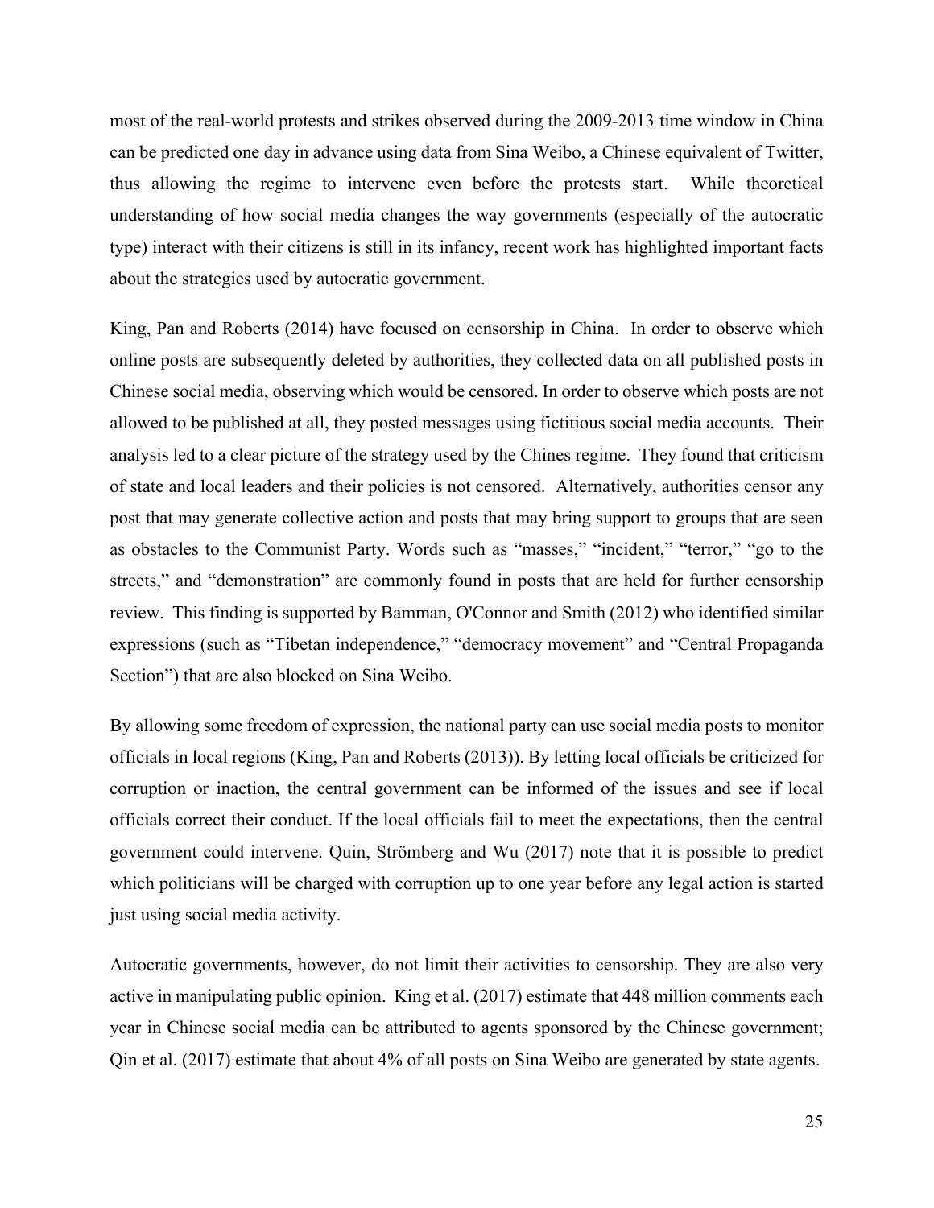most of the real-world protests and strikes observed during the 2009-2013 time window in China can be predicted one day in advance using data from Sina Weibo, a Chinese equivalent of Twitter, thus allowing the regime to intervene even before the protests start. While theoretical understanding of how social media changes the way governments (especially of the autocratic type) interact with their citizens is still in its infancy, recent work has highlighted important facts about the strategies used by autocratic government.

King, Pan and Roberts (2014) have focused on censorship in China. In order to observe which online posts are subsequently deleted by authorities, they collected data on all published posts in Chinese social media, observing which would be censored. In order to observe which posts are not allowed to be published at all, they posted messages using fictitious social media accounts. Their analysis led to a clear picture of the strategy used by the Chines regime. They found that criticism of state and local leaders and their policies is not censored. Alternatively, authorities censor any post that may generate collective action and posts that may bring support to groups that are seen as obstacles to the Communist Party. Words such as "masses," "incident," "terror," "go to the streets," and "demonstration" are commonly found in posts that are held for further censorship review. This finding is supported by Bamman, O'Connor and Smith (2012) who identified similar expressions (such as "Tibetan independence," "democracy movement" and "Central Propaganda Section") that are also blocked on Sina Weibo.

By allowing some freedom of expression, the national party can use social media posts to monitor officials in local regions (King, Pan and Roberts (2013)). By letting local officials be criticized for corruption or inaction, the central government can be informed of the issues and see if local officials correct their conduct. If the local officials fail to meet the expectations, then the central government could intervene. Quin, Strömberg and Wu (2017) note that it is possible to predict which politicians will be charged with corruption up to one year before any legal action is started just using social media activity.

Autocratic governments, however, do not limit their activities to censorship. They are also very active in manipulating public opinion. King et al. (2017) estimate that 448 million comments each year in Chinese social media can be attributed to agents sponsored by the Chinese government; Qin et al. (2017) estimate that about 4% of all posts on Sina Weibo are generated by state agents.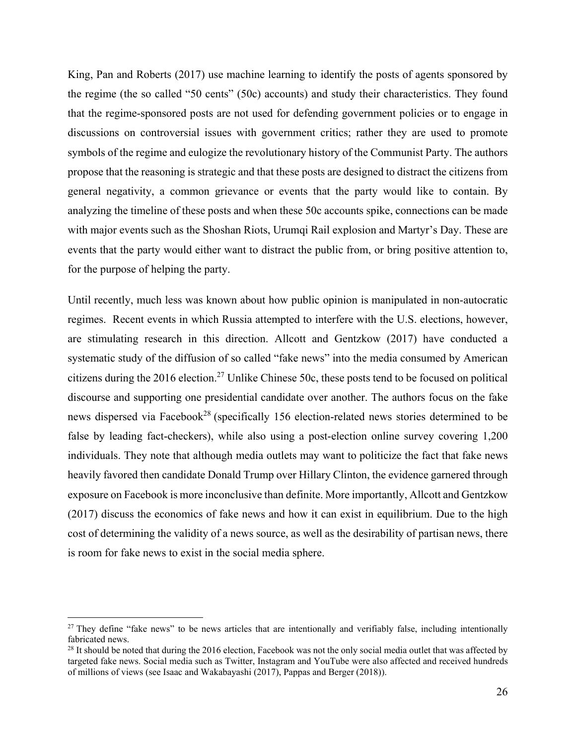King, Pan and Roberts (2017) use machine learning to identify the posts of agents sponsored by the regime (the so called "50 cents" (50c) accounts) and study their characteristics. They found that the regime-sponsored posts are not used for defending government policies or to engage in discussions on controversial issues with government critics; rather they are used to promote symbols of the regime and eulogize the revolutionary history of the Communist Party. The authors propose that the reasoning is strategic and that these posts are designed to distract the citizens from general negativity, a common grievance or events that the party would like to contain. By analyzing the timeline of these posts and when these 50c accounts spike, connections can be made with major events such as the Shoshan Riots, Urumqi Rail explosion and Martyr's Day. These are events that the party would either want to distract the public from, or bring positive attention to, for the purpose of helping the party.

Until recently, much less was known about how public opinion is manipulated in non-autocratic regimes. Recent events in which Russia attempted to interfere with the U.S. elections, however, are stimulating research in this direction. Allcott and Gentzkow (2017) have conducted a systematic study of the diffusion of so called "fake news" into the media consumed by American citizens during the 2016 election.[27] Unlike Chinese 50c, these posts tend to be focused on political discourse and supporting one presidential candidate over another. The authors focus on the fake news dispersed via Facebook[28] (specifically 156 election-related news stories determined to be false by leading fact-checkers), while also using a post-election online survey covering 1,200 individuals. They note that although media outlets may want to politicize the fact that fake news heavily favored then candidate Donald Trump over Hillary Clinton, the evidence garnered through exposure on Facebook is more inconclusive than definite. More importantly, Allcott and Gentzkow (2017) discuss the economics of fake news and how it can exist in equilibrium. Due to the high cost of determining the validity of a news source, as well as the desirability of partisan news, there is room for fake news to exist in the social media sphere.

[27] They define "fake news" to be news articles that are intentionally and verifiably false, including intentionally fabricated news.

[28] It should be noted that during the 2016 election, Facebook was not the only social media outlet that was affected by targeted fake news. Social media such as Twitter, Instagram and YouTube were also affected and received hundreds of millions of views (see Isaac and Wakabayashi (2017), Pappas and Berger (2018)).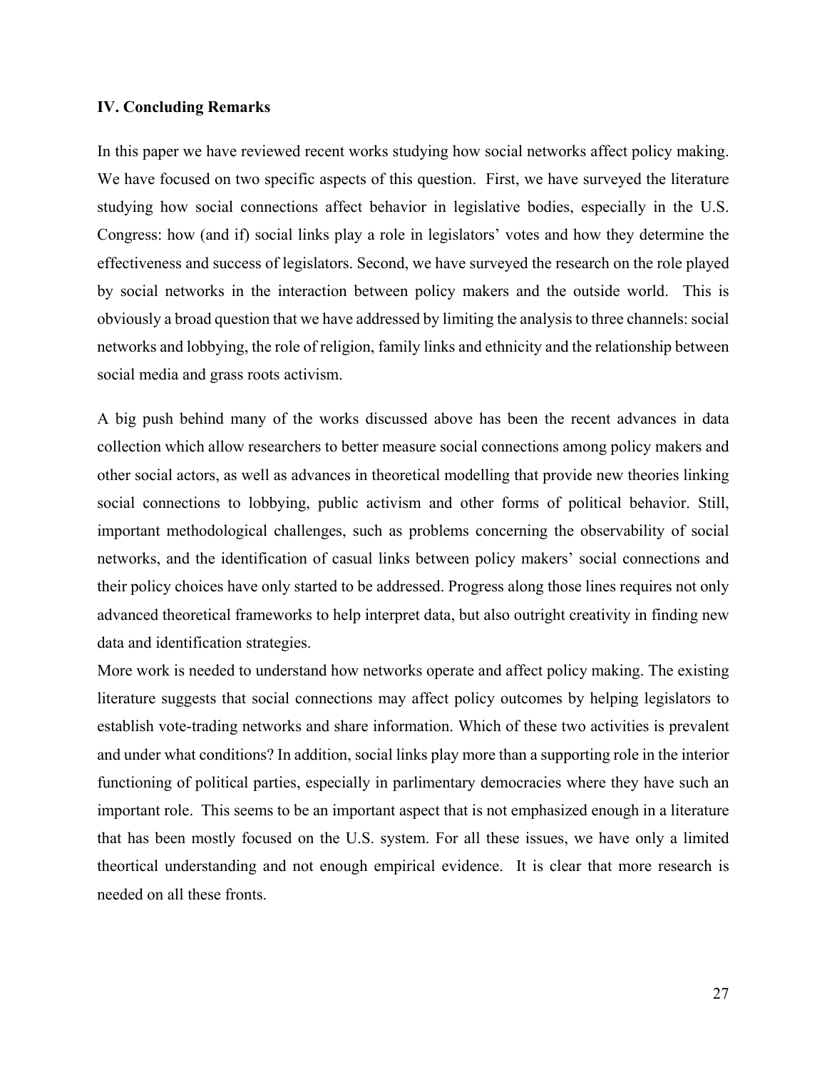## IV. Concluding Remarks

In this paper we have reviewed recent works studying how social networks affect policy making. We have focused on two specific aspects of this question. First, we have surveyed the literature studying how social connections affect behavior in legislative bodies, especially in the U.S. Congress: how (and if) social links play a role in legislators' votes and how they determine the effectiveness and success of legislators. Second, we have surveyed the research on the role played by social networks in the interaction between policy makers and the outside world. This is obviously a broad question that we have addressed by limiting the analysis to three channels: social networks and lobbying, the role of religion, family links and ethnicity and the relationship between social media and grass roots activism.

A big push behind many of the works discussed above has been the recent advances in data collection which allow researchers to better measure social connections among policy makers and other social actors, as well as advances in theoretical modelling that provide new theories linking social connections to lobbying, public activism and other forms of political behavior. Still, important methodological challenges, such as problems concerning the observability of social networks, and the identification of casual links between policy makers' social connections and their policy choices have only started to be addressed. Progress along those lines requires not only advanced theoretical frameworks to help interpret data, but also outright creativity in finding new data and identification strategies.

More work is needed to understand how networks operate and affect policy making. The existing literature suggests that social connections may affect policy outcomes by helping legislators to establish vote-trading networks and share information. Which of these two activities is prevalent and under what conditions? In addition, social links play more than a supporting role in the interior functioning of political parties, especially in parlimentary democracies where they have such an important role. This seems to be an important aspect that is not emphasized enough in a literature that has been mostly focused on the U.S. system. For all these issues, we have only a limited theortical understanding and not enough empirical evidence. It is clear that more research is needed on all these fronts.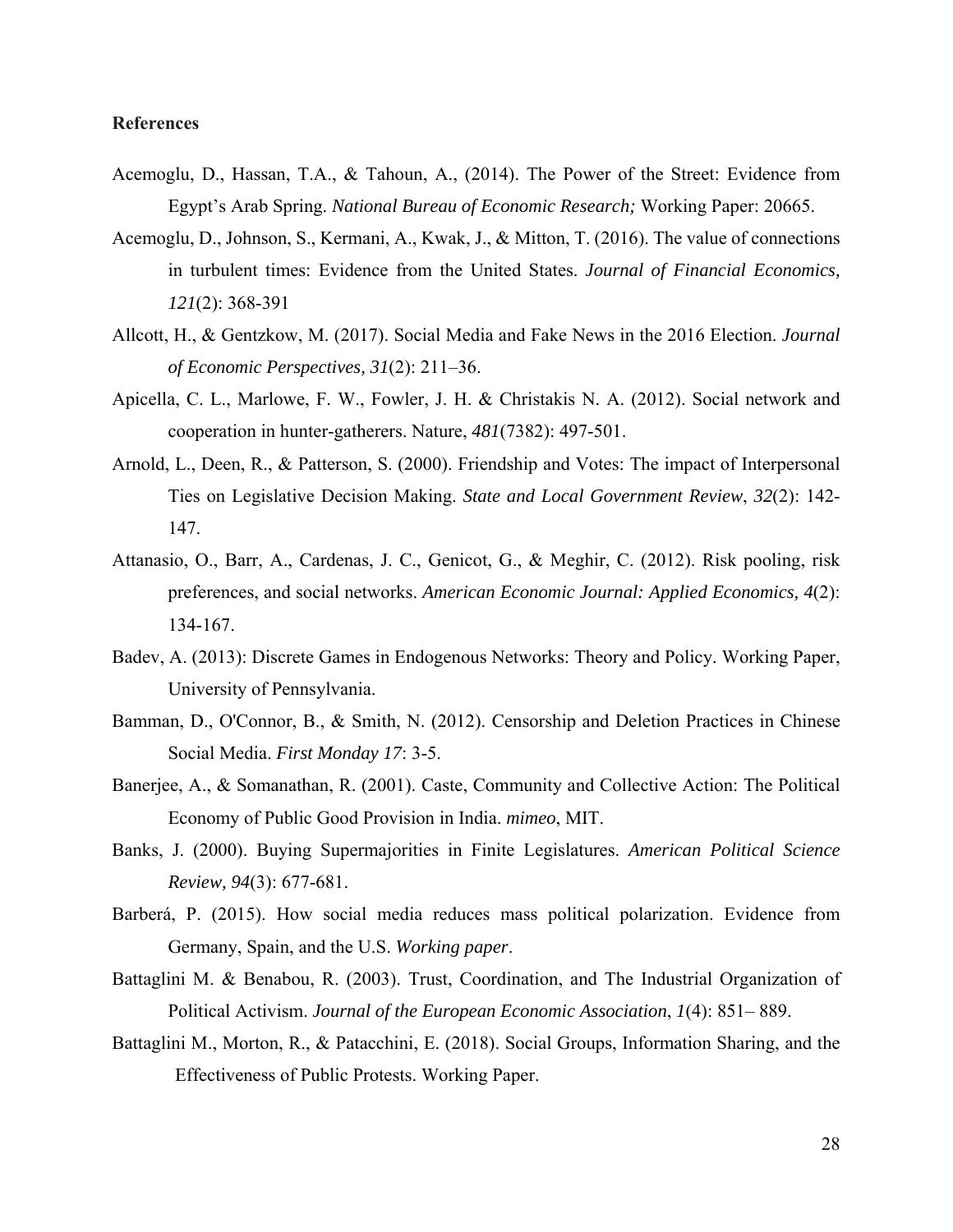**References**

Acemoglu, D., Hassan, T.A., & Tahoun, A., (2014). The Power of the Street: Evidence from Egypt's Arab Spring. *National Bureau of Economic Research;* Working Paper: 20665.

Acemoglu, D., Johnson, S., Kermani, A., Kwak, J., & Mitton, T. (2016). The value of connections in turbulent times: Evidence from the United States. *Journal of Financial Economics, 121*(2): 368-391

Allcott, H., & Gentzkow, M. (2017). Social Media and Fake News in the 2016 Election. *Journal of Economic Perspectives, 31*(2): 211–36.

Apicella, C. L., Marlowe, F. W., Fowler, J. H. & Christakis N. A. (2012). Social network and cooperation in hunter-gatherers. Nature, *481*(7382): 497-501.

Arnold, L., Deen, R., & Patterson, S. (2000). Friendship and Votes: The impact of Interpersonal Ties on Legislative Decision Making. *State and Local Government Review*, *32*(2): 142-147.

Attanasio, O., Barr, A., Cardenas, J. C., Genicot, G., & Meghir, C. (2012). Risk pooling, risk preferences, and social networks. *American Economic Journal: Applied Economics, 4*(2): 134-167.

Badev, A. (2013): Discrete Games in Endogenous Networks: Theory and Policy. Working Paper, University of Pennsylvania.

Bamman, D., O'Connor, B., & Smith, N. (2012). Censorship and Deletion Practices in Chinese Social Media. *First Monday 17*: 3-5.

Banerjee, A., & Somanathan, R. (2001). Caste, Community and Collective Action: The Political Economy of Public Good Provision in India. *mimeo*, MIT.

Banks, J. (2000). Buying Supermajorities in Finite Legislatures. *American Political Science Review, 94*(3): 677-681.

Barberá, P. (2015). How social media reduces mass political polarization. Evidence from Germany, Spain, and the U.S. *Working paper*.

Battaglini M. & Benabou, R. (2003). Trust, Coordination, and The Industrial Organization of Political Activism. *Journal of the European Economic Association*, *1*(4): 851– 889.

Battaglini M., Morton, R., & Patacchini, E. (2018). Social Groups, Information Sharing, and the Effectiveness of Public Protests. Working Paper.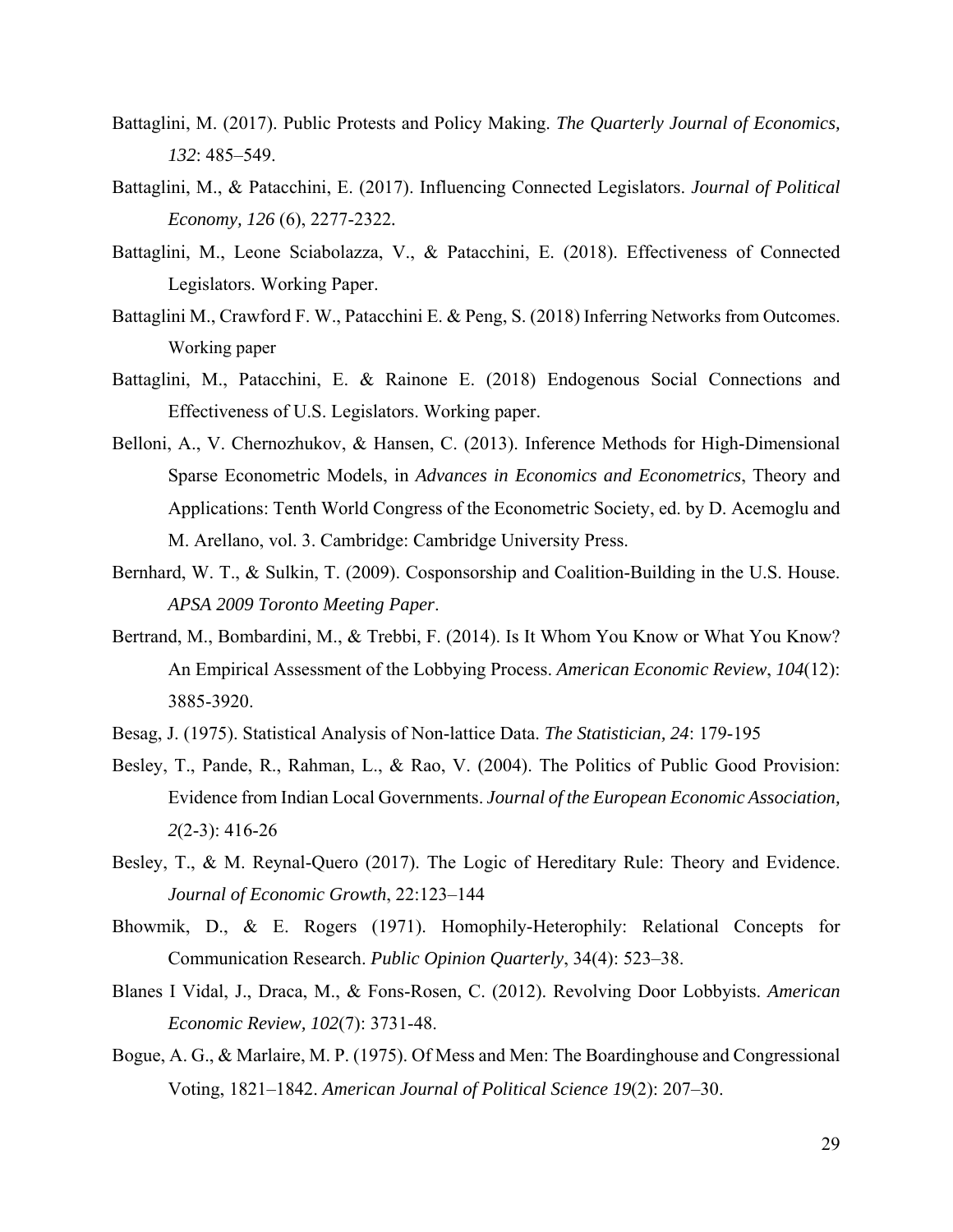Battaglini, M. (2017). Public Protests and Policy Making. *The Quarterly Journal of Economics, 132*: 485–549.

Battaglini, M., & Patacchini, E. (2017). Influencing Connected Legislators. *Journal of Political Economy, 126* (6), 2277-2322.

Battaglini, M., Leone Sciabolazza, V., & Patacchini, E. (2018). Effectiveness of Connected Legislators. Working Paper.

Battaglini M., Crawford F. W., Patacchini E. & Peng, S. (2018) Inferring Networks from Outcomes. Working paper

Battaglini, M., Patacchini, E. & Rainone E. (2018) Endogenous Social Connections and Effectiveness of U.S. Legislators. Working paper.

Belloni, A., V. Chernozhukov, & Hansen, C. (2013). Inference Methods for High-Dimensional Sparse Econometric Models, in *Advances in Economics and Econometrics*, Theory and Applications: Tenth World Congress of the Econometric Society, ed. by D. Acemoglu and M. Arellano, vol. 3. Cambridge: Cambridge University Press.

Bernhard, W. T., & Sulkin, T. (2009). Cosponsorship and Coalition-Building in the U.S. House. *APSA 2009 Toronto Meeting Paper*.

Bertrand, M., Bombardini, M., & Trebbi, F. (2014). Is It Whom You Know or What You Know? An Empirical Assessment of the Lobbying Process. *American Economic Review*, *104*(12): 3885-3920.

Besag, J. (1975). Statistical Analysis of Non-lattice Data. *The Statistician, 24*: 179-195

Besley, T., Pande, R., Rahman, L., & Rao, V. (2004). The Politics of Public Good Provision: Evidence from Indian Local Governments. *Journal of the European Economic Association, 2*(2-3): 416-26

Besley, T., & M. Reynal-Quero (2017). The Logic of Hereditary Rule: Theory and Evidence. *Journal of Economic Growth*, 22:123–144

Bhowmik, D., & E. Rogers (1971). Homophily-Heterophily: Relational Concepts for Communication Research. *Public Opinion Quarterly*, 34(4): 523–38.

Blanes I Vidal, J., Draca, M., & Fons-Rosen, C. (2012). Revolving Door Lobbyists. *American Economic Review, 102*(7): 3731-48.

Bogue, A. G., & Marlaire, M. P. (1975). Of Mess and Men: The Boardinghouse and Congressional Voting, 1821–1842. *American Journal of Political Science 19*(2): 207–30.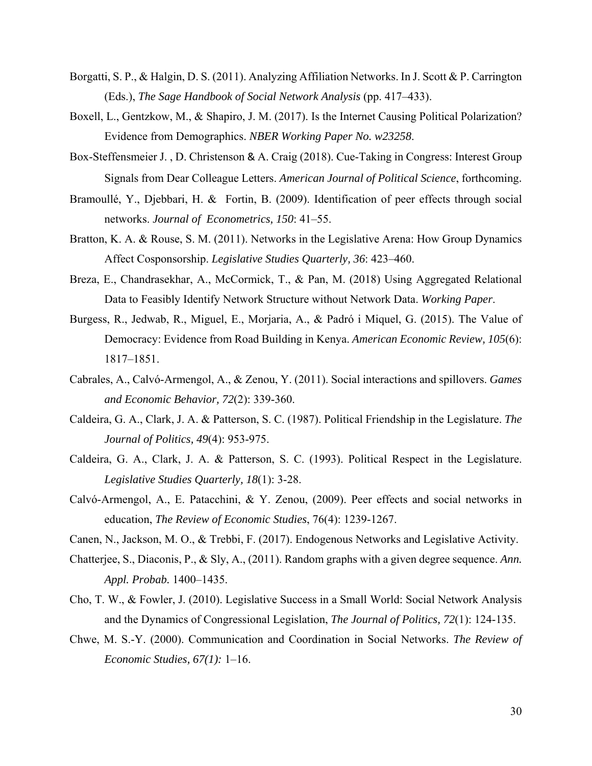Borgatti, S. P., & Halgin, D. S. (2011). Analyzing Affiliation Networks. In J. Scott & P. Carrington (Eds.), *The Sage Handbook of Social Network Analysis* (pp. 417–433).

Boxell, L., Gentzkow, M., & Shapiro, J. M. (2017). Is the Internet Causing Political Polarization? Evidence from Demographics. *NBER Working Paper No. w23258*.

Box-Steffensmeier J. , D. Christenson & A. Craig (2018). Cue-Taking in Congress: Interest Group Signals from Dear Colleague Letters. *American Journal of Political Science*, forthcoming.

Bramoullé, Y., Djebbari, H. & Fortin, B. (2009). Identification of peer effects through social networks. *Journal of Econometrics, 150*: 41–55.

Bratton, K. A. & Rouse, S. M. (2011). Networks in the Legislative Arena: How Group Dynamics Affect Cosponsorship. *Legislative Studies Quarterly, 36*: 423–460.

Breza, E., Chandrasekhar, A., McCormick, T., & Pan, M. (2018) Using Aggregated Relational Data to Feasibly Identify Network Structure without Network Data. *Working Paper*.

Burgess, R., Jedwab, R., Miguel, E., Morjaria, A., & Padró i Miquel, G. (2015). The Value of Democracy: Evidence from Road Building in Kenya. *American Economic Review, 105*(6): 1817–1851.

Cabrales, A., Calvó-Armengol, A., & Zenou, Y. (2011). Social interactions and spillovers. *Games and Economic Behavior, 72*(2): 339-360.

Caldeira, G. A., Clark, J. A. & Patterson, S. C. (1987). Political Friendship in the Legislature. *The Journal of Politics, 49*(4): 953-975.

Caldeira, G. A., Clark, J. A. & Patterson, S. C. (1993). Political Respect in the Legislature. *Legislative Studies Quarterly, 18*(1): 3-28.

Calvó-Armengol, A., E. Patacchini, & Y. Zenou, (2009). Peer effects and social networks in education, *The Review of Economic Studies*, 76(4): 1239-1267.

Canen, N., Jackson, M. O., & Trebbi, F. (2017). Endogenous Networks and Legislative Activity.

Chatterjee, S., Diaconis, P., & Sly, A., (2011). Random graphs with a given degree sequence. *Ann. Appl. Probab.* 1400–1435.

Cho, T. W., & Fowler, J. (2010). Legislative Success in a Small World: Social Network Analysis and the Dynamics of Congressional Legislation, *The Journal of Politics, 72*(1): 124-135.

Chwe, M. S.-Y. (2000). Communication and Coordination in Social Networks. *The Review of Economic Studies, 67(1):* 1–16.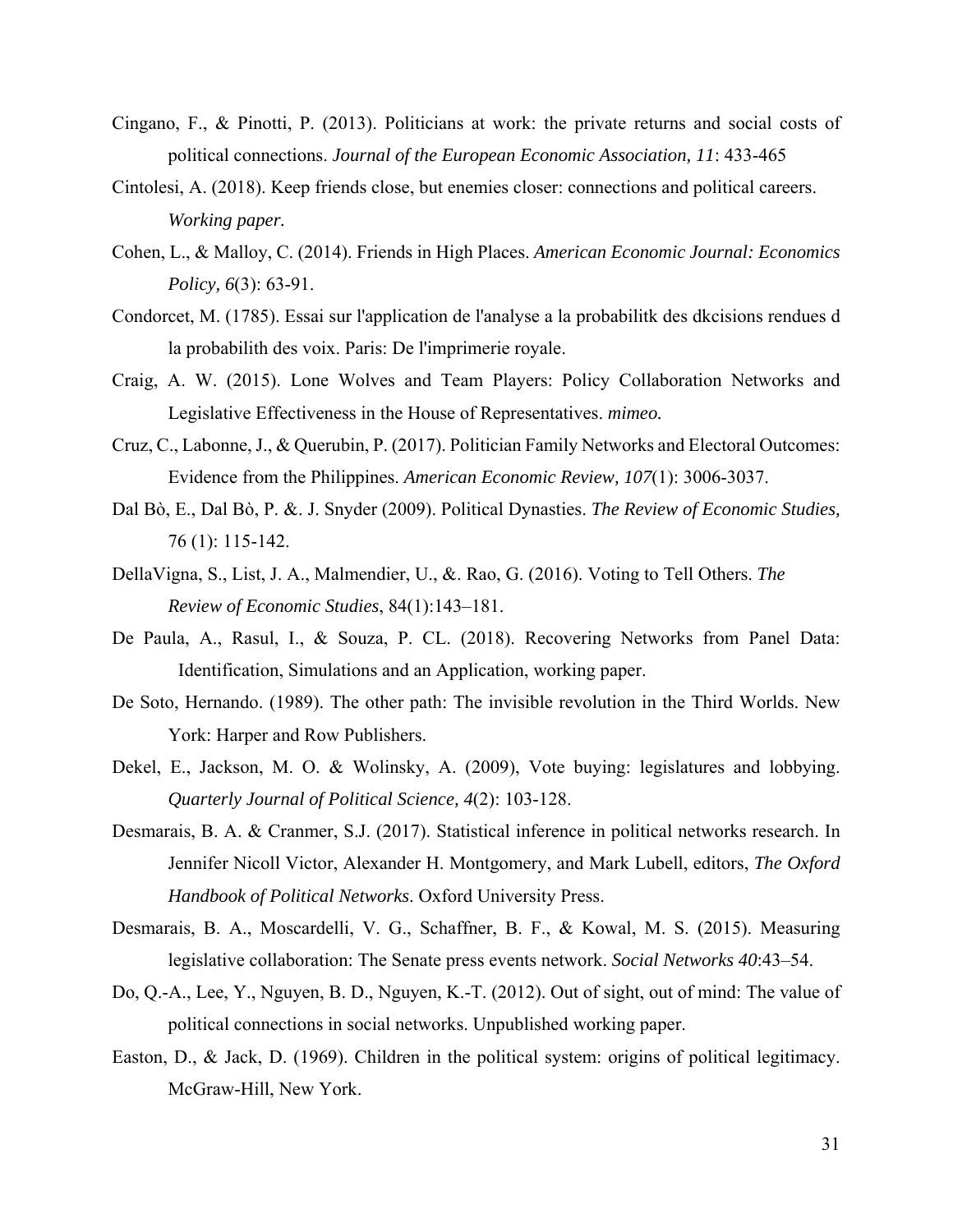Cingano, F., & Pinotti, P. (2013). Politicians at work: the private returns and social costs of political connections. *Journal of the European Economic Association, 11*: 433-465

Cintolesi, A. (2018). Keep friends close, but enemies closer: connections and political careers. *Working paper.*

Cohen, L., & Malloy, C. (2014). Friends in High Places. *American Economic Journal: Economics Policy, 6*(3): 63-91.

Condorcet, M. (1785). Essai sur l'application de l'analyse a la probabilitk des dkcisions rendues d la probabilith des voix. Paris: De l'imprimerie royale.

Craig, A. W. (2015). Lone Wolves and Team Players: Policy Collaboration Networks and Legislative Effectiveness in the House of Representatives. *mimeo.*

Cruz, C., Labonne, J., & Querubin, P. (2017). Politician Family Networks and Electoral Outcomes: Evidence from the Philippines. *American Economic Review, 107*(1): 3006-3037.

Dal Bò, E., Dal Bò, P. &. J. Snyder (2009). Political Dynasties. *The Review of Economic Studies,* 76 (1): 115-142.

DellaVigna, S., List, J. A., Malmendier, U., &. Rao, G. (2016). Voting to Tell Others. *The Review of Economic Studies*, 84(1):143–181.

De Paula, A., Rasul, I., & Souza, P. CL. (2018). Recovering Networks from Panel Data: Identification, Simulations and an Application, working paper.

De Soto, Hernando. (1989). The other path: The invisible revolution in the Third Worlds. New York: Harper and Row Publishers.

Dekel, E., Jackson, M. O. & Wolinsky, A. (2009), Vote buying: legislatures and lobbying. *Quarterly Journal of Political Science, 4*(2): 103-128.

Desmarais, B. A. & Cranmer, S.J. (2017). Statistical inference in political networks research. In Jennifer Nicoll Victor, Alexander H. Montgomery, and Mark Lubell, editors, *The Oxford Handbook of Political Networks*. Oxford University Press.

Desmarais, B. A., Moscardelli, V. G., Schaffner, B. F., & Kowal, M. S. (2015). Measuring legislative collaboration: The Senate press events network. *Social Networks 40*:43–54.

Do, Q.-A., Lee, Y., Nguyen, B. D., Nguyen, K.-T. (2012). Out of sight, out of mind: The value of political connections in social networks. Unpublished working paper.

Easton, D., & Jack, D. (1969). Children in the political system: origins of political legitimacy. McGraw-Hill, New York.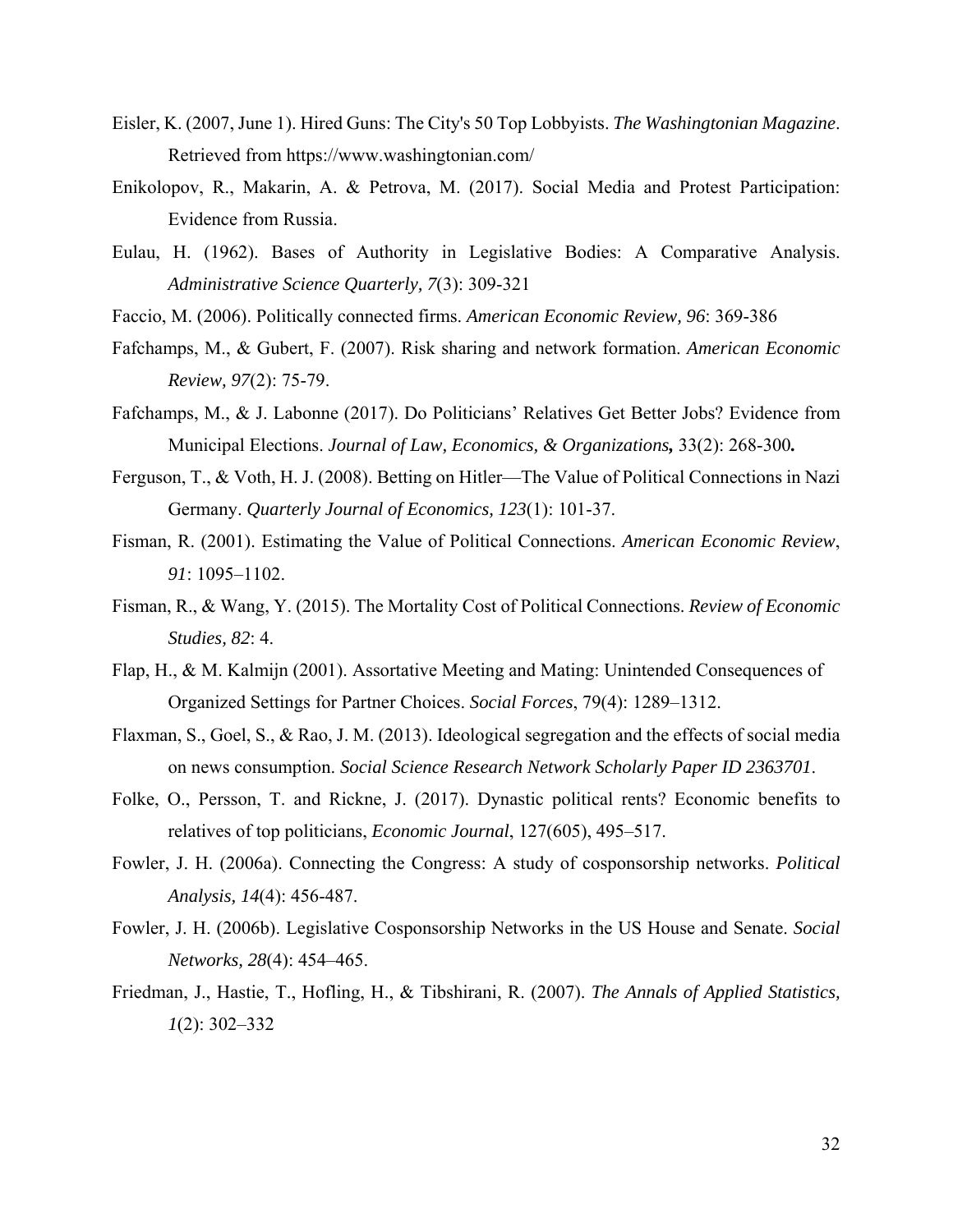Eisler, K. (2007, June 1). Hired Guns: The City's 50 Top Lobbyists. *The Washingtonian Magazine*. Retrieved from https://www.washingtonian.com/

Enikolopov, R., Makarin, A. & Petrova, M. (2017). Social Media and Protest Participation: Evidence from Russia.

Eulau, H. (1962). Bases of Authority in Legislative Bodies: A Comparative Analysis. *Administrative Science Quarterly, 7*(3): 309-321

Faccio, M. (2006). Politically connected firms. *American Economic Review, 96*: 369-386

Fafchamps, M., & Gubert, F. (2007). Risk sharing and network formation. *American Economic Review, 97*(2): 75-79.

Fafchamps, M., & J. Labonne (2017). Do Politicians' Relatives Get Better Jobs? Evidence from Municipal Elections. *Journal of Law, Economics, & Organizations,* 33(2): 268-300**.**

Ferguson, T., & Voth, H. J. (2008). Betting on Hitler—The Value of Political Connections in Nazi Germany. *Quarterly Journal of Economics, 123*(1): 101-37.

Fisman, R. (2001). Estimating the Value of Political Connections. *American Economic Review*, *91*: 1095–1102.

Fisman, R., & Wang, Y. (2015). The Mortality Cost of Political Connections. *Review of Economic Studies, 82*: 4.

Flap, H., & M. Kalmijn (2001). Assortative Meeting and Mating: Unintended Consequences of Organized Settings for Partner Choices. *Social Forces*, 79(4): 1289–1312.

Flaxman, S., Goel, S., & Rao, J. M. (2013). Ideological segregation and the effects of social media on news consumption. *Social Science Research Network Scholarly Paper ID 2363701*.

Folke, O., Persson, T. and Rickne, J. (2017). Dynastic political rents? Economic benefits to relatives of top politicians, *Economic Journal*, 127(605), 495–517.

Fowler, J. H. (2006a). Connecting the Congress: A study of cosponsorship networks. *Political Analysis, 14*(4): 456-487.

Fowler, J. H. (2006b). Legislative Cosponsorship Networks in the US House and Senate. *Social Networks, 28*(4): 454–465.

Friedman, J., Hastie, T., Hofling, H., & Tibshirani, R. (2007). *The Annals of Applied Statistics, 1*(2): 302–332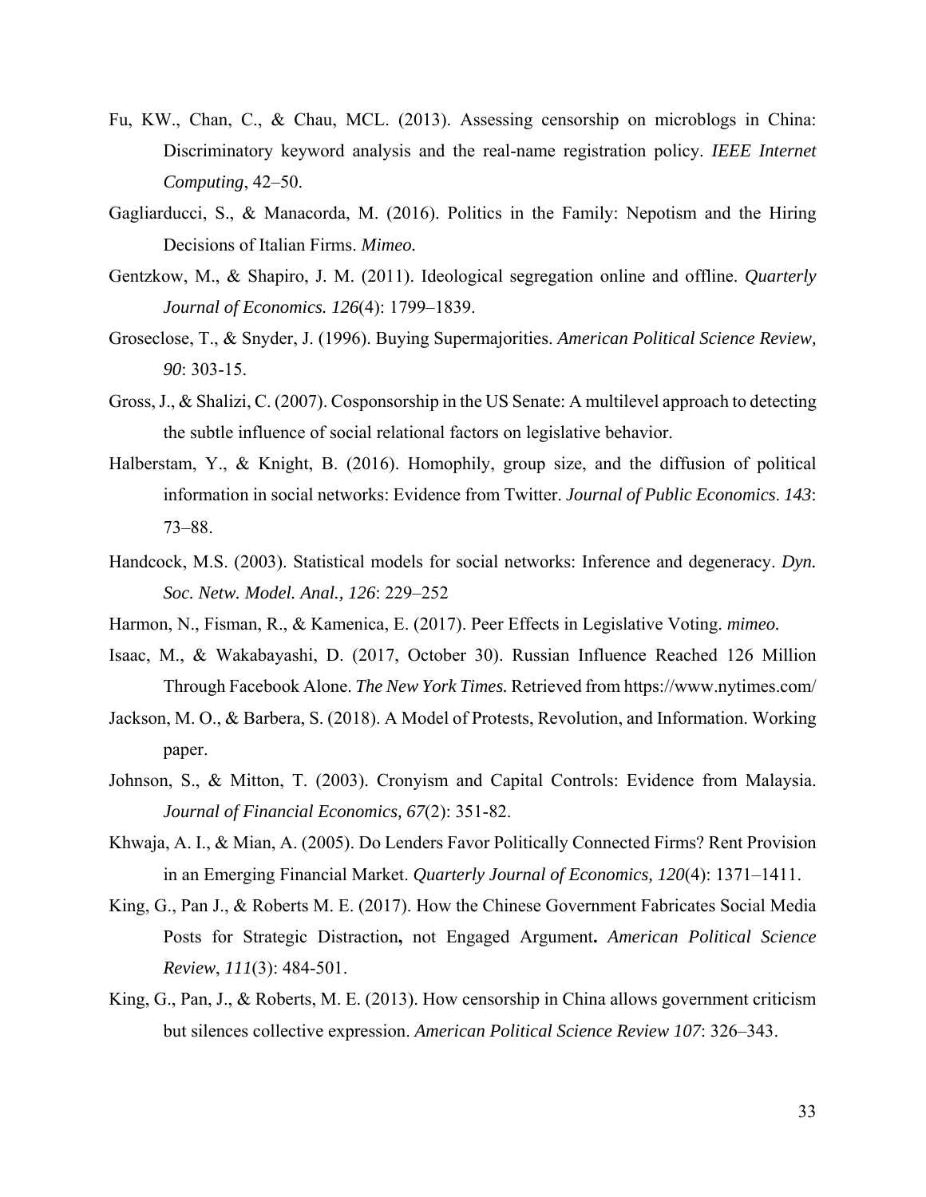Fu, KW., Chan, C., & Chau, MCL. (2013). Assessing censorship on microblogs in China: Discriminatory keyword analysis and the real-name registration policy. *IEEE Internet Computing*, 42–50.

Gagliarducci, S., & Manacorda, M. (2016). Politics in the Family: Nepotism and the Hiring Decisions of Italian Firms. *Mimeo.*

Gentzkow, M., & Shapiro, J. M. (2011). Ideological segregation online and offline. *Quarterly Journal of Economics. 126*(4): 1799–1839.

Groseclose, T., & Snyder, J. (1996). Buying Supermajorities. *American Political Science Review, 90*: 303-15.

Gross, J., & Shalizi, C. (2007). Cosponsorship in the US Senate: A multilevel approach to detecting the subtle influence of social relational factors on legislative behavior.

Halberstam, Y., & Knight, B. (2016). Homophily, group size, and the diffusion of political information in social networks: Evidence from Twitter. *Journal of Public Economics*. *143*: 73–88.

Handcock, M.S. (2003). Statistical models for social networks: Inference and degeneracy. *Dyn. Soc. Netw. Model. Anal., 126*: 229–252

Harmon, N., Fisman, R., & Kamenica, E. (2017). Peer Effects in Legislative Voting. *mimeo.*

Isaac, M., & Wakabayashi, D. (2017, October 30). Russian Influence Reached 126 Million Through Facebook Alone. *The New York Times.* Retrieved from https://www.nytimes.com/

Jackson, M. O., & Barbera, S. (2018). A Model of Protests, Revolution, and Information. Working paper.

Johnson, S., & Mitton, T. (2003). Cronyism and Capital Controls: Evidence from Malaysia. *Journal of Financial Economics, 67*(2): 351-82.

Khwaja, A. I., & Mian, A. (2005). Do Lenders Favor Politically Connected Firms? Rent Provision in an Emerging Financial Market. *Quarterly Journal of Economics, 120*(4): 1371–1411.

King, G., Pan J., & Roberts M. E. (2017). How the Chinese Government Fabricates Social Media Posts for Strategic Distraction**,** not Engaged Argument**.** *American Political Science Review*, *111*(3): 484-501.

King, G., Pan, J., & Roberts, M. E. (2013). How censorship in China allows government criticism but silences collective expression. *American Political Science Review 107*: 326–343.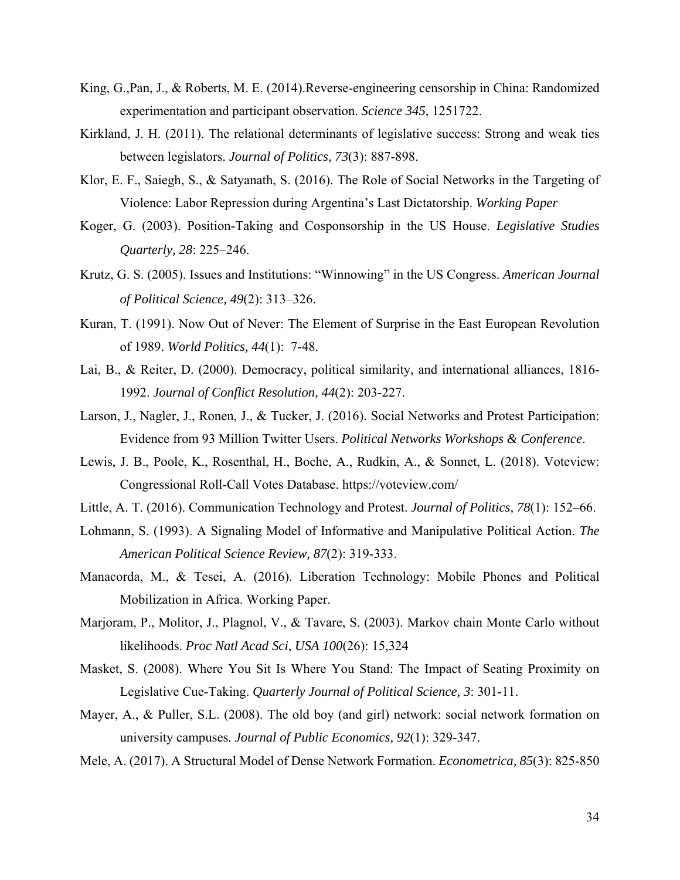King, G.,Pan, J., & Roberts, M. E. (2014).Reverse-engineering censorship in China: Randomized experimentation and participant observation. *Science 345*, 1251722.

Kirkland, J. H. (2011). The relational determinants of legislative success: Strong and weak ties between legislators. *Journal of Politics, 73*(3): 887-898.

Klor, E. F., Saiegh, S., & Satyanath, S. (2016). The Role of Social Networks in the Targeting of Violence: Labor Repression during Argentina's Last Dictatorship. *Working Paper*

Koger, G. (2003). Position-Taking and Cosponsorship in the US House. *Legislative Studies Quarterly, 28*: 225–246.

Krutz, G. S. (2005). Issues and Institutions: "Winnowing" in the US Congress. *American Journal of Political Science, 49*(2): 313–326.

Kuran, T. (1991). Now Out of Never: The Element of Surprise in the East European Revolution of 1989. *World Politics, 44*(1): 7-48.

Lai, B., & Reiter, D. (2000). Democracy, political similarity, and international alliances, 1816-1992. *Journal of Conflict Resolution, 44*(2): 203-227.

Larson, J., Nagler, J., Ronen, J., & Tucker, J. (2016). Social Networks and Protest Participation: Evidence from 93 Million Twitter Users. *Political Networks Workshops & Conference*.

Lewis, J. B., Poole, K., Rosenthal, H., Boche, A., Rudkin, A., & Sonnet, L. (2018). Voteview: Congressional Roll-Call Votes Database. https://voteview.com/

Little, A. T. (2016). Communication Technology and Protest. *Journal of Politics, 78*(1): 152–66.

Lohmann, S. (1993). A Signaling Model of Informative and Manipulative Political Action. *The American Political Science Review, 87*(2): 319-333.

Manacorda, M., & Tesei, A. (2016). Liberation Technology: Mobile Phones and Political Mobilization in Africa. Working Paper.

Marjoram, P., Molitor, J., Plagnol, V., & Tavare, S. (2003). Markov chain Monte Carlo without likelihoods. *Proc Natl Acad Sci*, *USA 100*(26): 15,324

Masket, S. (2008). Where You Sit Is Where You Stand: The Impact of Seating Proximity on Legislative Cue-Taking. *Quarterly Journal of Political Science, 3*: 301-11.

Mayer, A., & Puller, S.L. (2008). The old boy (and girl) network: social network formation on university campuses*. Journal of Public Economics, 92*(1): 329-347.

Mele, A. (2017). A Structural Model of Dense Network Formation. *Econometrica, 85*(3): 825-850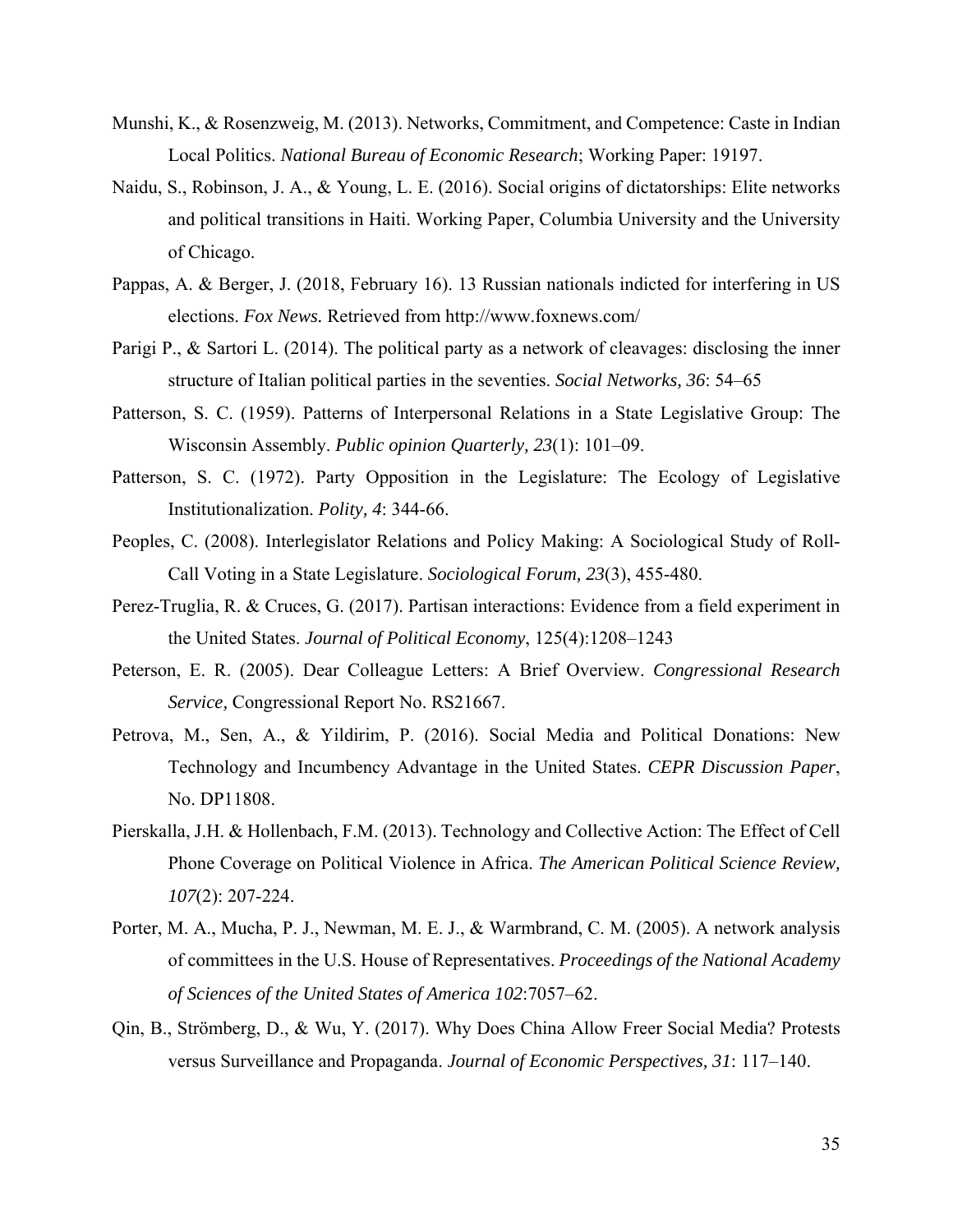Munshi, K., & Rosenzweig, M. (2013). Networks, Commitment, and Competence: Caste in Indian Local Politics. *National Bureau of Economic Research*; Working Paper: 19197.

Naidu, S., Robinson, J. A., & Young, L. E. (2016). Social origins of dictatorships: Elite networks and political transitions in Haiti. Working Paper, Columbia University and the University of Chicago.

Pappas, A. & Berger, J. (2018, February 16). 13 Russian nationals indicted for interfering in US elections. *Fox News.* Retrieved from http://www.foxnews.com/

Parigi P., & Sartori L. (2014). The political party as a network of cleavages: disclosing the inner structure of Italian political parties in the seventies. *Social Networks, 36*: 54–65

Patterson, S. C. (1959). Patterns of Interpersonal Relations in a State Legislative Group: The Wisconsin Assembly. *Public opinion Quarterly, 23*(1): 101–09.

Patterson, S. C. (1972). Party Opposition in the Legislature: The Ecology of Legislative Institutionalization. *Polity, 4*: 344-66.

Peoples, C. (2008). Interlegislator Relations and Policy Making: A Sociological Study of Roll-Call Voting in a State Legislature. *Sociological Forum, 23*(3), 455-480.

Perez-Truglia, R. & Cruces, G. (2017). Partisan interactions: Evidence from a field experiment in the United States. *Journal of Political Economy*, 125(4):1208–1243

Peterson, E. R. (2005). Dear Colleague Letters: A Brief Overview. *Congressional Research Service,* Congressional Report No. RS21667.

Petrova, M., Sen, A., & Yildirim, P. (2016). Social Media and Political Donations: New Technology and Incumbency Advantage in the United States. *CEPR Discussion Paper*, No. DP11808.

Pierskalla, J.H. & Hollenbach, F.M. (2013). Technology and Collective Action: The Effect of Cell Phone Coverage on Political Violence in Africa. *The American Political Science Review, 107*(2): 207-224.

Porter, M. A., Mucha, P. J., Newman, M. E. J., & Warmbrand, C. M. (2005). A network analysis of committees in the U.S. House of Representatives. *Proceedings of the National Academy of Sciences of the United States of America 102*:7057–62.

Qin, B., Strömberg, D., & Wu, Y. (2017). Why Does China Allow Freer Social Media? Protests versus Surveillance and Propaganda. *Journal of Economic Perspectives, 31*: 117–140.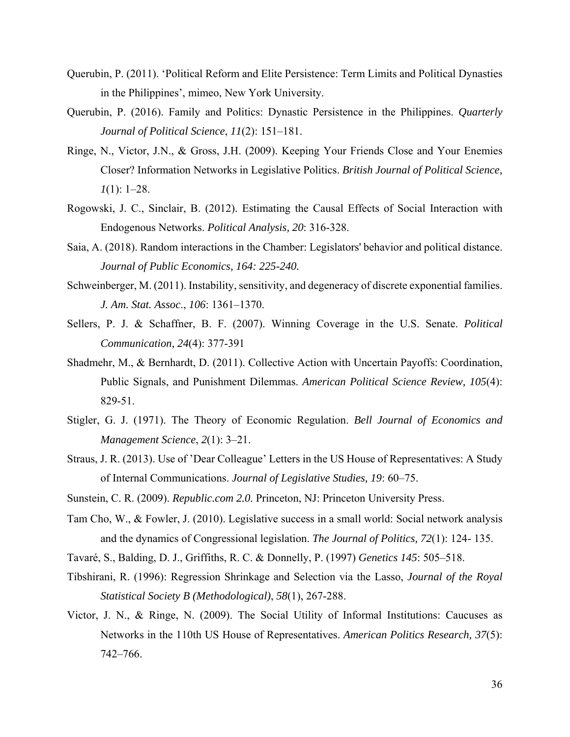Querubin, P. (2011). 'Political Reform and Elite Persistence: Term Limits and Political Dynasties in the Philippines', mimeo, New York University.

Querubin, P. (2016). Family and Politics: Dynastic Persistence in the Philippines. *Quarterly Journal of Political Science*, *11*(2): 151–181.

Ringe, N., Victor, J.N., & Gross, J.H. (2009). Keeping Your Friends Close and Your Enemies Closer? Information Networks in Legislative Politics. *British Journal of Political Science, 1*(1): 1–28.

Rogowski, J. C., Sinclair, B. (2012). Estimating the Causal Effects of Social Interaction with Endogenous Networks. *Political Analysis, 20*: 316-328.

Saia, A. (2018). Random interactions in the Chamber: Legislators' behavior and political distance. *Journal of Public Economics, 164: 225-240.*

Schweinberger, M. (2011). Instability, sensitivity, and degeneracy of discrete exponential families. *J. Am. Stat. Assoc*., *106*: 1361–1370.

Sellers, P. J. & Schaffner, B. F. (2007). Winning Coverage in the U.S. Senate. *Political Communication, 24*(4): 377-391

Shadmehr, M., & Bernhardt, D. (2011). Collective Action with Uncertain Payoffs: Coordination, Public Signals, and Punishment Dilemmas. *American Political Science Review, 105*(4): 829-51.

Stigler, G. J. (1971). The Theory of Economic Regulation. *Bell Journal of Economics and Management Science*, *2*(1): 3–21.

Straus, J. R. (2013). Use of 'Dear Colleague' Letters in the US House of Representatives: A Study of Internal Communications. *Journal of Legislative Studies, 19*: 60–75.

Sunstein, C. R. (2009). *Republic.com 2.0*. Princeton, NJ: Princeton University Press.

Tam Cho, W., & Fowler, J. (2010). Legislative success in a small world: Social network analysis and the dynamics of Congressional legislation. *The Journal of Politics, 72*(1): 124- 135.

Tavaré, S., Balding, D. J., Griffiths, R. C. & Donnelly, P. (1997) *Genetics 145*: 505–518.

Tibshirani, R. (1996): Regression Shrinkage and Selection via the Lasso, *Journal of the Royal Statistical Society B (Methodological)*, *58*(1), 267-288.

Victor, J. N., & Ringe, N. (2009). The Social Utility of Informal Institutions: Caucuses as Networks in the 110th US House of Representatives. *American Politics Research, 37*(5): 742–766.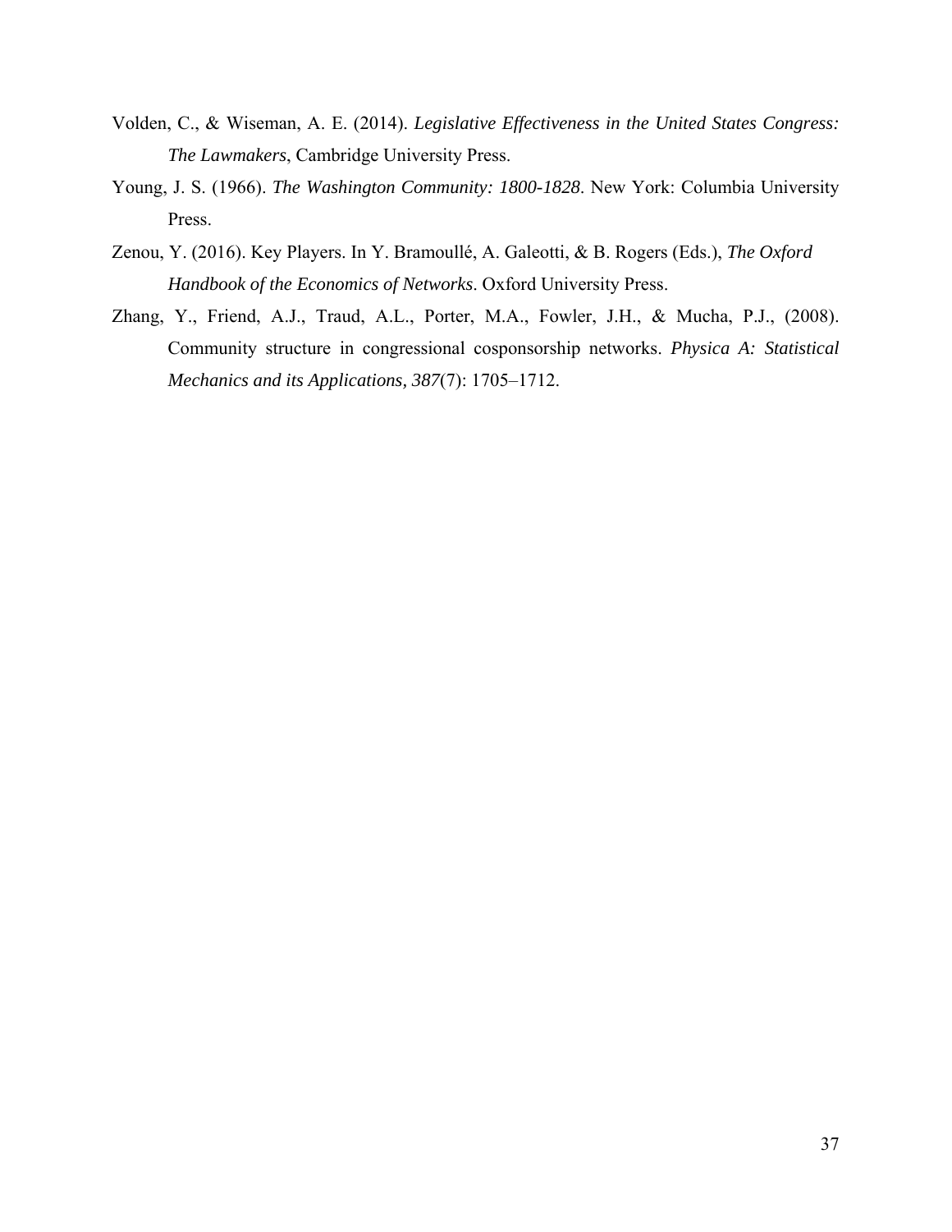Volden, C., & Wiseman, A. E. (2014). *Legislative Effectiveness in the United States Congress: The Lawmakers*, Cambridge University Press.

Young, J. S. (1966). *The Washington Community: 1800-1828*. New York: Columbia University Press.

Zenou, Y. (2016). Key Players. In Y. Bramoullé, A. Galeotti, & B. Rogers (Eds.), *The Oxford Handbook of the Economics of Networks*. Oxford University Press.

Zhang, Y., Friend, A.J., Traud, A.L., Porter, M.A., Fowler, J.H., & Mucha, P.J., (2008). Community structure in congressional cosponsorship networks. *Physica A: Statistical Mechanics and its Applications, 387*(7): 1705–1712.